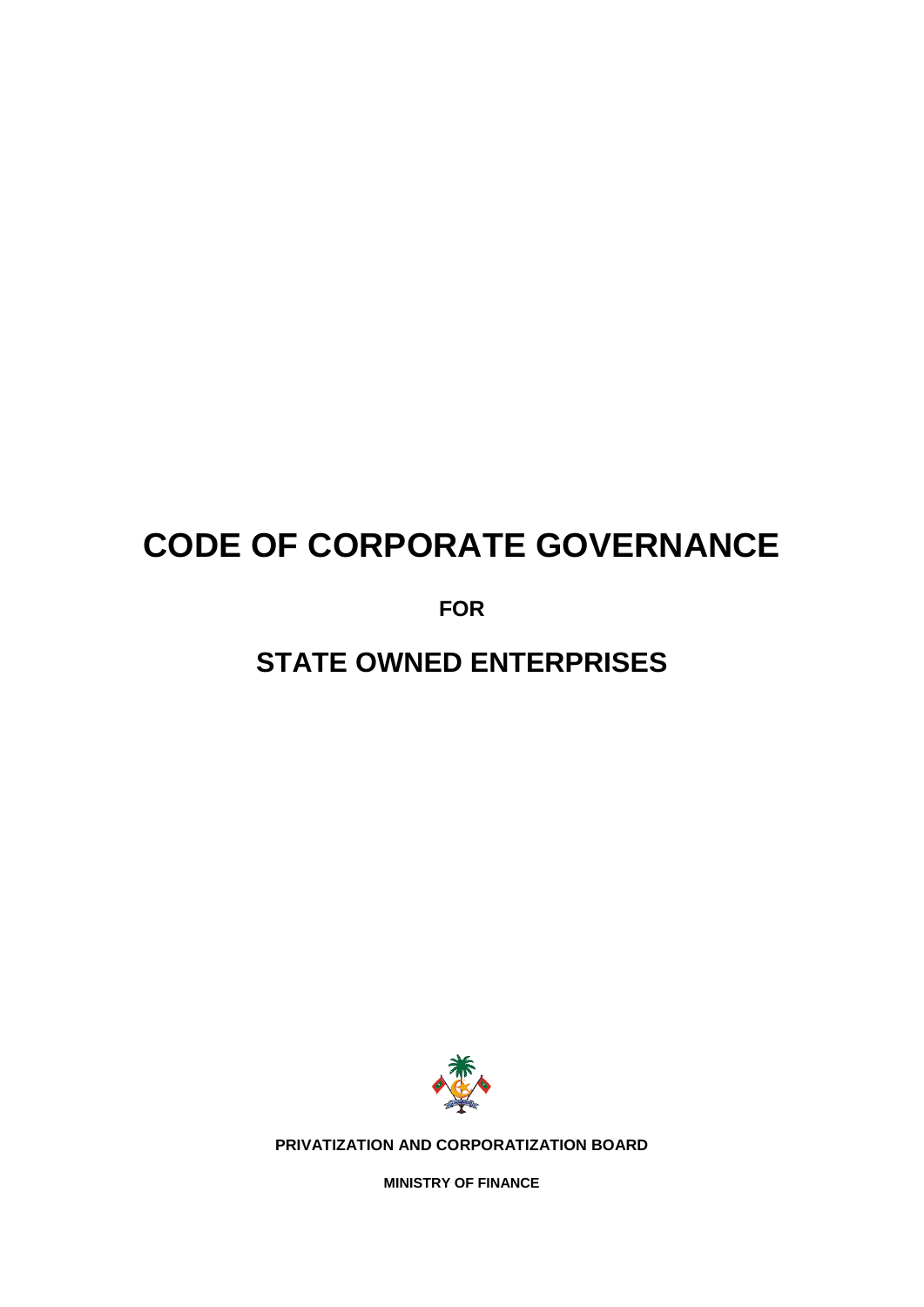# CODE OF CORPORATE GOVERNANCE

**FOR**

# STATE OWNED ENTERPRISES

**PRIVATIZATION AND CORPORATIZATION BOARD**

**MINISTRY OF FINANCE**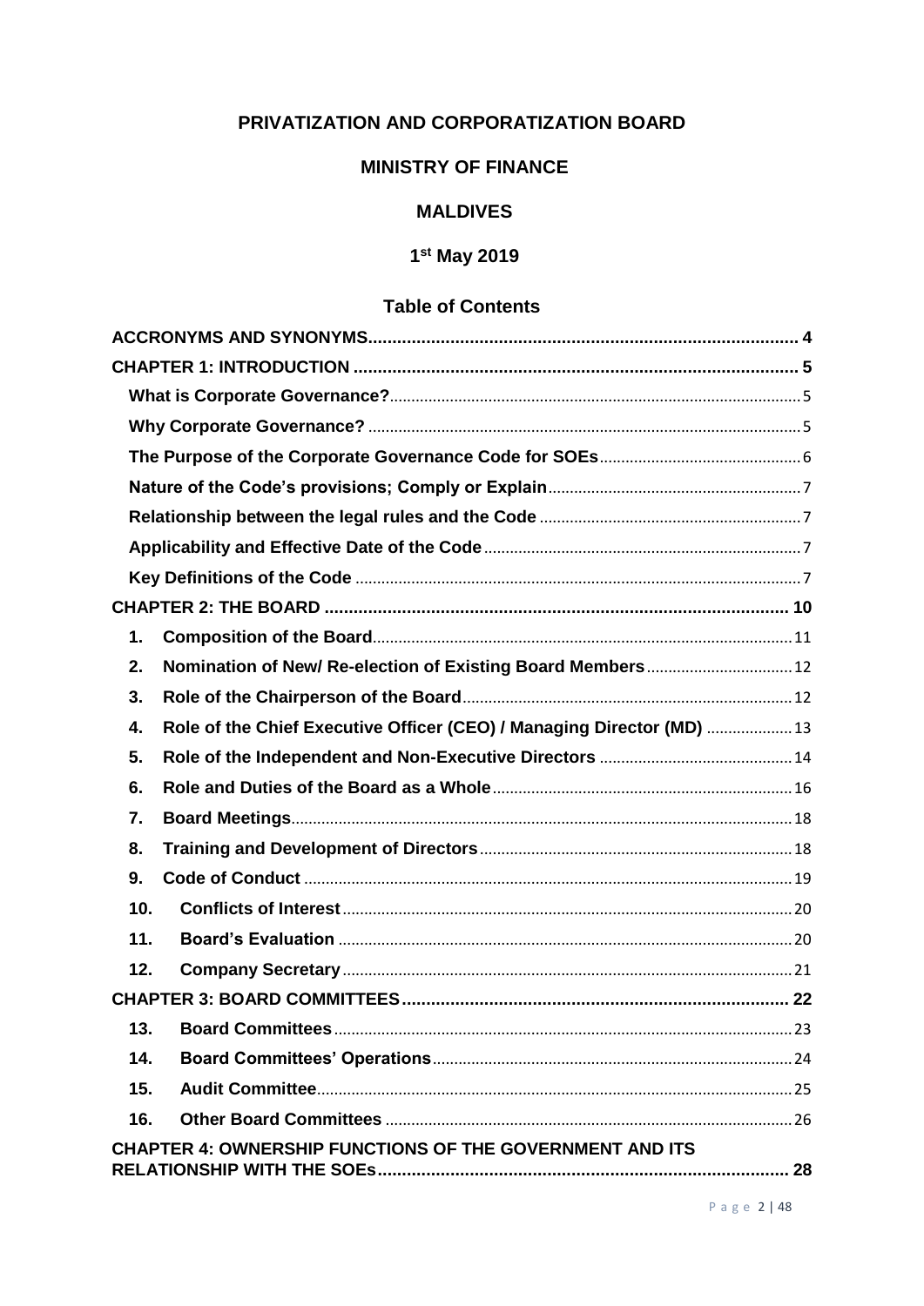**PRIVATIZATION AND CORPORATIZATION BOARD**

**MINISTRY OF FINANCE**

**MALDIVES**

**1st May 2019**

## Table of Contents

**ACCRONYMS AND SYNONYMS** ........ 4

**CHAPTER 1: INTRODUCTION** ........ 5

- **What is Corporate Governance?** ........ 5
- **Why Corporate Governance?** ........ 5
- **The Purpose of the Corporate Governance Code for SOEs** ........ 6
- **Nature of the Code's provisions; Comply or Explain** ........ 7
- **Relationship between the legal rules and the Code** ........ 7
- **Applicability and Effective Date of the Code** ........ 7
- **Key Definitions of the Code** ........ 7

**CHAPTER 2: THE BOARD** ........ 10

1. **Composition of the Board** ........ 11
2. **Nomination of New/ Re-election of Existing Board Members** ........ 12
3. **Role of the Chairperson of the Board** ........ 12
4. **Role of the Chief Executive Officer (CEO) / Managing Director (MD)** ........ 13
5. **Role of the Independent and Non-Executive Directors** ........ 14
6. **Role and Duties of the Board as a Whole** ........ 16
7. **Board Meetings** ........ 18
8. **Training and Development of Directors** ........ 18
9. **Code of Conduct** ........ 19
10. **Conflicts of Interest** ........ 20
11. **Board's Evaluation** ........ 20
12. **Company Secretary** ........ 21

**CHAPTER 3: BOARD COMMITTEES** ........ 22

13. **Board Committees** ........ 23
14. **Board Committees' Operations** ........ 24
15. **Audit Committee** ........ 25
16. **Other Board Committees** ........ 26

**CHAPTER 4: OWNERSHIP FUNCTIONS OF THE GOVERNMENT AND ITS RELATIONSHIP WITH THE SOEs** ........ 28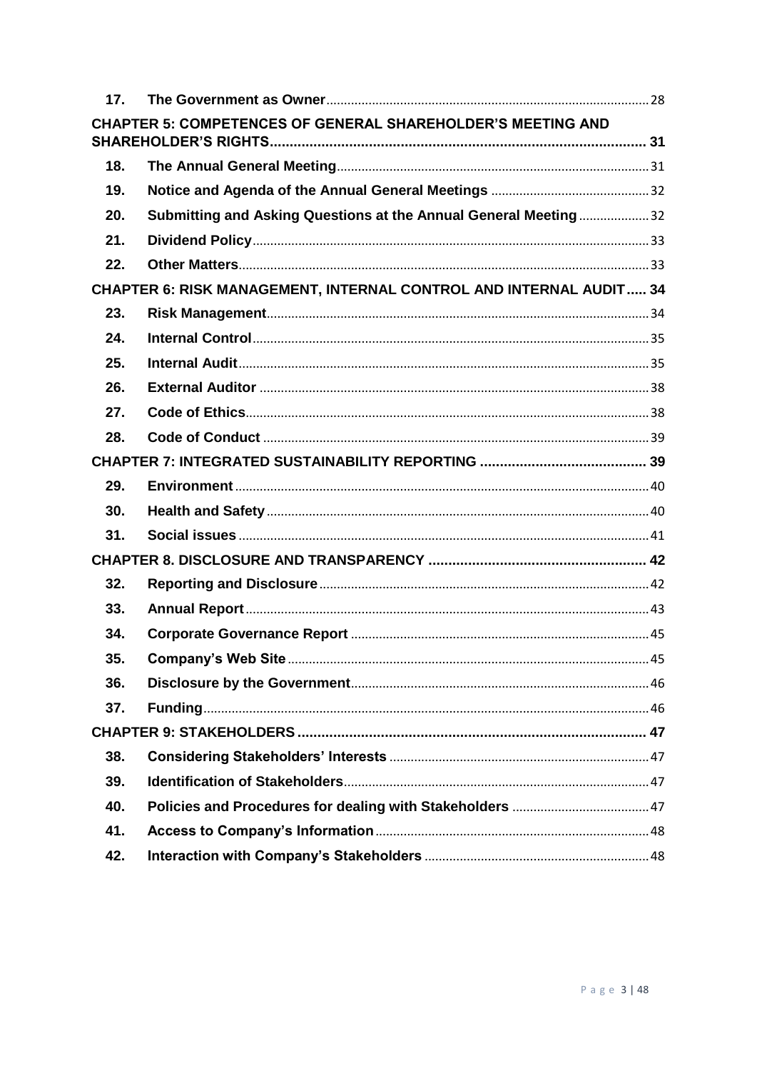| | | |
|---|---|---|
| **17.** | **The Government as Owner** | 28 |
| **CHAPTER 5: COMPETENCES OF GENERAL SHAREHOLDER'S MEETING AND SHAREHOLDER'S RIGHTS** | | **31** |
| **18.** | **The Annual General Meeting** | 31 |
| **19.** | **Notice and Agenda of the Annual General Meetings** | 32 |
| **20.** | **Submitting and Asking Questions at the Annual General Meeting** | 32 |
| **21.** | **Dividend Policy** | 33 |
| **22.** | **Other Matters** | 33 |
| **CHAPTER 6: RISK MANAGEMENT, INTERNAL CONTROL AND INTERNAL AUDIT** | | **34** |
| **23.** | **Risk Management** | 34 |
| **24.** | **Internal Control** | 35 |
| **25.** | **Internal Audit** | 35 |
| **26.** | **External Auditor** | 38 |
| **27.** | **Code of Ethics** | 38 |
| **28.** | **Code of Conduct** | 39 |
| **CHAPTER 7: INTEGRATED SUSTAINABILITY REPORTING** | | **39** |
| **29.** | **Environment** | 40 |
| **30.** | **Health and Safety** | 40 |
| **31.** | **Social issues** | 41 |
| **CHAPTER 8. DISCLOSURE AND TRANSPARENCY** | | **42** |
| **32.** | **Reporting and Disclosure** | 42 |
| **33.** | **Annual Report** | 43 |
| **34.** | **Corporate Governance Report** | 45 |
| **35.** | **Company's Web Site** | 45 |
| **36.** | **Disclosure by the Government** | 46 |
| **37.** | **Funding** | 46 |
| **CHAPTER 9: STAKEHOLDERS** | | **47** |
| **38.** | **Considering Stakeholders' Interests** | 47 |
| **39.** | **Identification of Stakeholders** | 47 |
| **40.** | **Policies and Procedures for dealing with Stakeholders** | 47 |
| **41.** | **Access to Company's Information** | 48 |
| **42.** | **Interaction with Company's Stakeholders** | 48 |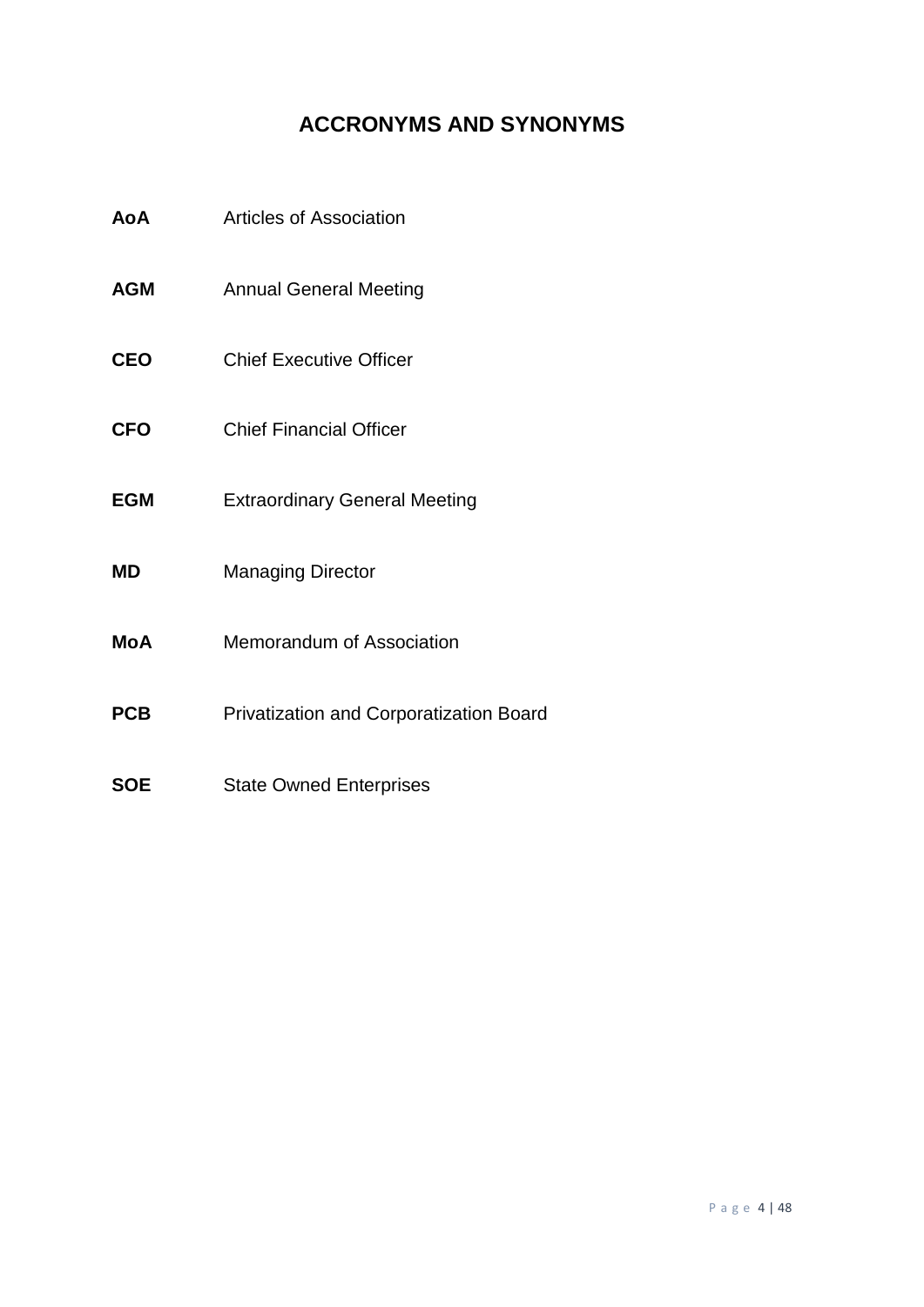## ACCRONYMS AND SYNONYMS

| | |
|---|---|
| **AoA** | Articles of Association |
| **AGM** | Annual General Meeting |
| **CEO** | Chief Executive Officer |
| **CFO** | Chief Financial Officer |
| **EGM** | Extraordinary General Meeting |
| **MD** | Managing Director |
| **MoA** | Memorandum of Association |
| **PCB** | Privatization and Corporatization Board |
| **SOE** | State Owned Enterprises |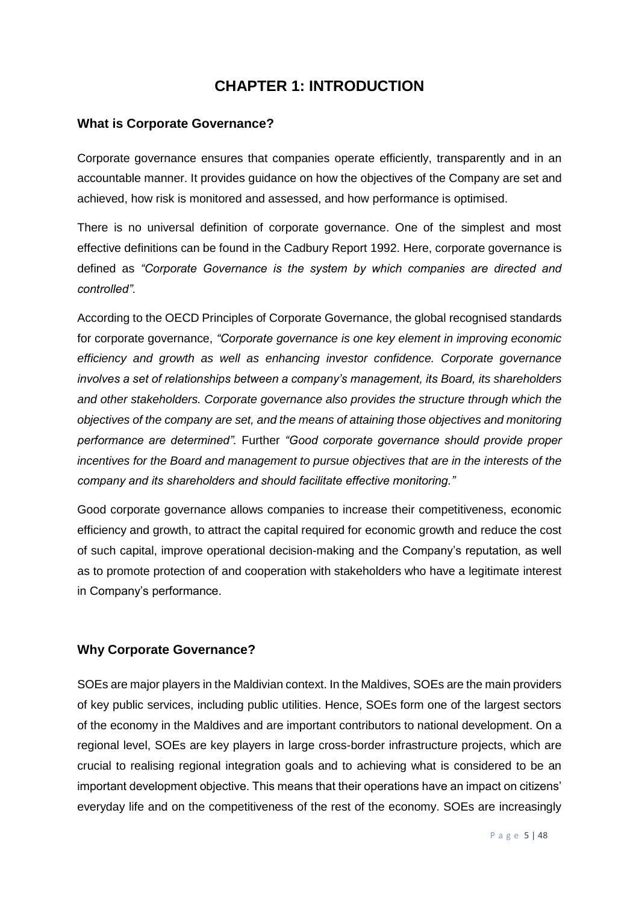# CHAPTER 1: INTRODUCTION

## What is Corporate Governance?

Corporate governance ensures that companies operate efficiently, transparently and in an accountable manner. It provides guidance on how the objectives of the Company are set and achieved, how risk is monitored and assessed, and how performance is optimised.

There is no universal definition of corporate governance. One of the simplest and most effective definitions can be found in the Cadbury Report 1992. Here, corporate governance is defined as *"Corporate Governance is the system by which companies are directed and controlled".*

According to the OECD Principles of Corporate Governance, the global recognised standards for corporate governance, *"Corporate governance is one key element in improving economic efficiency and growth as well as enhancing investor confidence. Corporate governance involves a set of relationships between a company's management, its Board, its shareholders and other stakeholders. Corporate governance also provides the structure through which the objectives of the company are set, and the means of attaining those objectives and monitoring performance are determined".* Further *"Good corporate governance should provide proper incentives for the Board and management to pursue objectives that are in the interests of the company and its shareholders and should facilitate effective monitoring."*

Good corporate governance allows companies to increase their competitiveness, economic efficiency and growth, to attract the capital required for economic growth and reduce the cost of such capital, improve operational decision-making and the Company's reputation, as well as to promote protection of and cooperation with stakeholders who have a legitimate interest in Company's performance.

## Why Corporate Governance?

SOEs are major players in the Maldivian context. In the Maldives, SOEs are the main providers of key public services, including public utilities. Hence, SOEs form one of the largest sectors of the economy in the Maldives and are important contributors to national development. On a regional level, SOEs are key players in large cross-border infrastructure projects, which are crucial to realising regional integration goals and to achieving what is considered to be an important development objective. This means that their operations have an impact on citizens' everyday life and on the competitiveness of the rest of the economy. SOEs are increasingly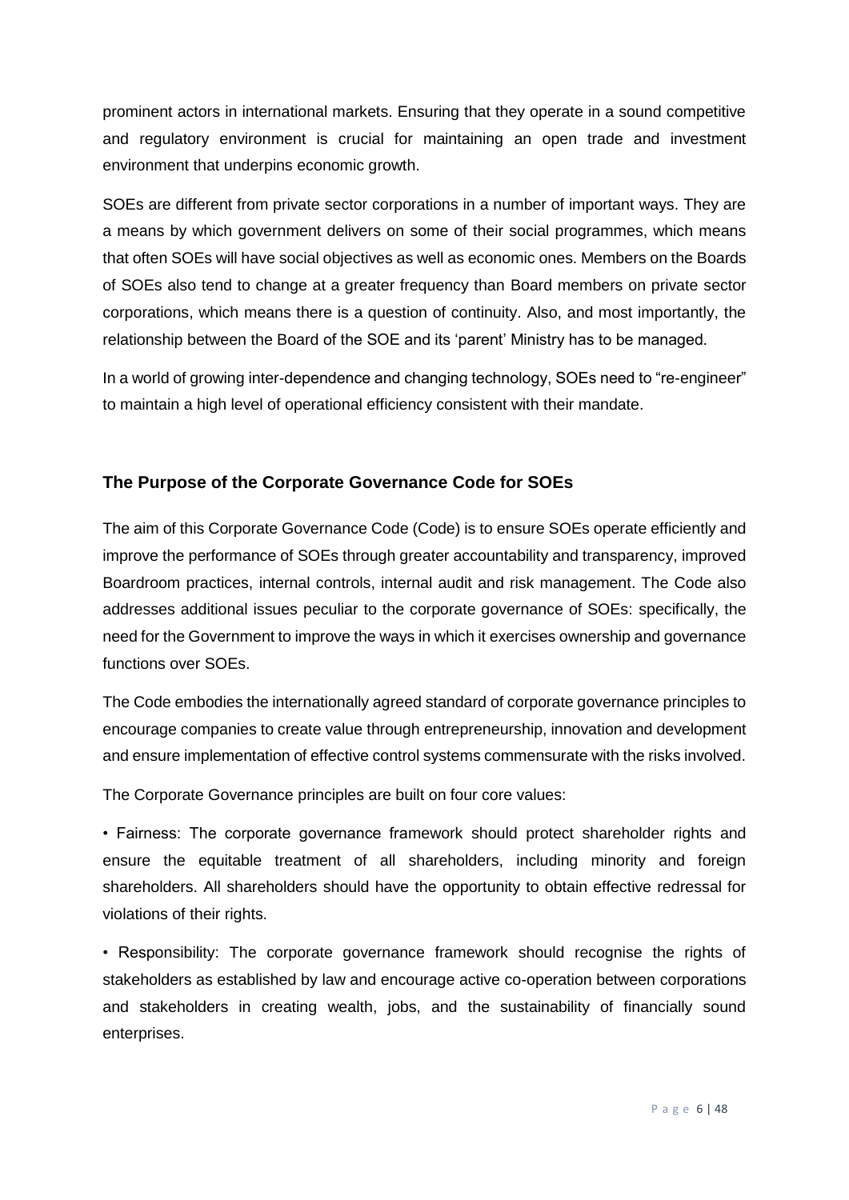prominent actors in international markets. Ensuring that they operate in a sound competitive and regulatory environment is crucial for maintaining an open trade and investment environment that underpins economic growth.

SOEs are different from private sector corporations in a number of important ways. They are a means by which government delivers on some of their social programmes, which means that often SOEs will have social objectives as well as economic ones. Members on the Boards of SOEs also tend to change at a greater frequency than Board members on private sector corporations, which means there is a question of continuity. Also, and most importantly, the relationship between the Board of the SOE and its 'parent' Ministry has to be managed.

In a world of growing inter-dependence and changing technology, SOEs need to "re-engineer" to maintain a high level of operational efficiency consistent with their mandate.

## The Purpose of the Corporate Governance Code for SOEs

The aim of this Corporate Governance Code (Code) is to ensure SOEs operate efficiently and improve the performance of SOEs through greater accountability and transparency, improved Boardroom practices, internal controls, internal audit and risk management. The Code also addresses additional issues peculiar to the corporate governance of SOEs: specifically, the need for the Government to improve the ways in which it exercises ownership and governance functions over SOEs.

The Code embodies the internationally agreed standard of corporate governance principles to encourage companies to create value through entrepreneurship, innovation and development and ensure implementation of effective control systems commensurate with the risks involved.

The Corporate Governance principles are built on four core values:

- Fairness: The corporate governance framework should protect shareholder rights and ensure the equitable treatment of all shareholders, including minority and foreign shareholders. All shareholders should have the opportunity to obtain effective redressal for violations of their rights.
- Responsibility: The corporate governance framework should recognise the rights of stakeholders as established by law and encourage active co-operation between corporations and stakeholders in creating wealth, jobs, and the sustainability of financially sound enterprises.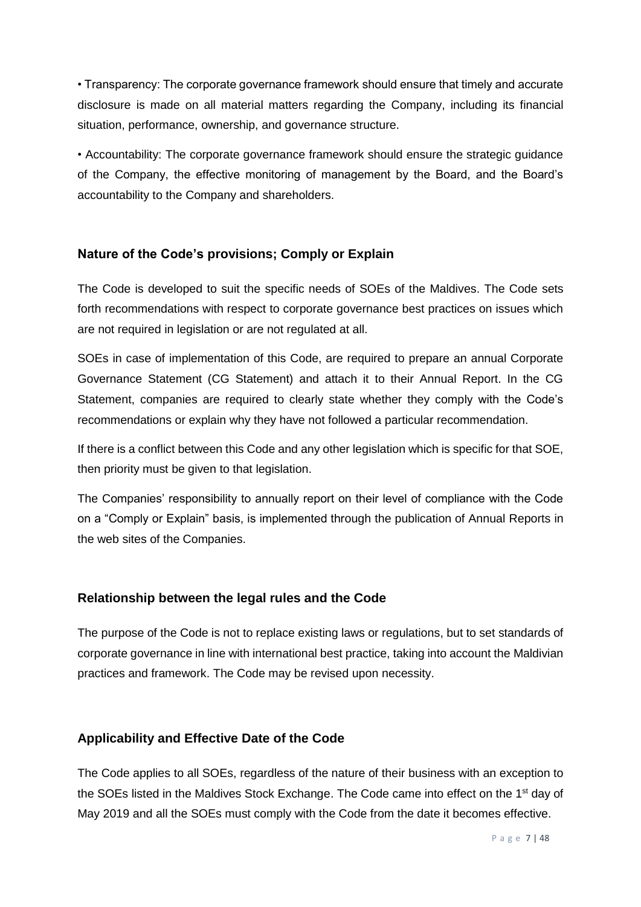• Transparency: The corporate governance framework should ensure that timely and accurate disclosure is made on all material matters regarding the Company, including its financial situation, performance, ownership, and governance structure.

• Accountability: The corporate governance framework should ensure the strategic guidance of the Company, the effective monitoring of management by the Board, and the Board's accountability to the Company and shareholders.

### Nature of the Code's provisions; Comply or Explain

The Code is developed to suit the specific needs of SOEs of the Maldives. The Code sets forth recommendations with respect to corporate governance best practices on issues which are not required in legislation or are not regulated at all.

SOEs in case of implementation of this Code, are required to prepare an annual Corporate Governance Statement (CG Statement) and attach it to their Annual Report. In the CG Statement, companies are required to clearly state whether they comply with the Code's recommendations or explain why they have not followed a particular recommendation.

If there is a conflict between this Code and any other legislation which is specific for that SOE, then priority must be given to that legislation.

The Companies' responsibility to annually report on their level of compliance with the Code on a "Comply or Explain" basis, is implemented through the publication of Annual Reports in the web sites of the Companies.

### Relationship between the legal rules and the Code

The purpose of the Code is not to replace existing laws or regulations, but to set standards of corporate governance in line with international best practice, taking into account the Maldivian practices and framework. The Code may be revised upon necessity.

### Applicability and Effective Date of the Code

The Code applies to all SOEs, regardless of the nature of their business with an exception to the SOEs listed in the Maldives Stock Exchange. The Code came into effect on the 1st day of May 2019 and all the SOEs must comply with the Code from the date it becomes effective.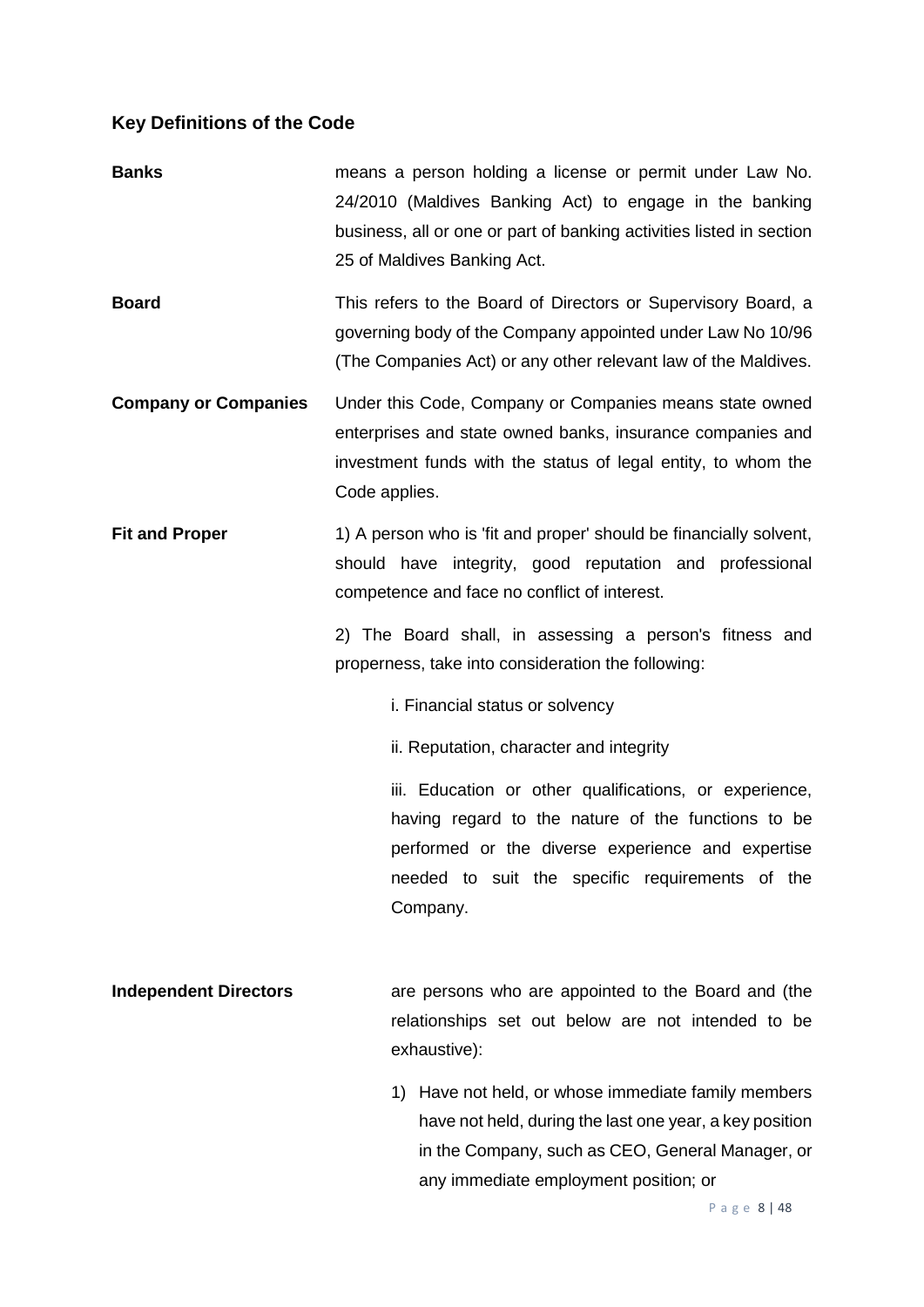## Key Definitions of the Code

**Banks** means a person holding a license or permit under Law No. 24/2010 (Maldives Banking Act) to engage in the banking business, all or one or part of banking activities listed in section 25 of Maldives Banking Act.

**Board** This refers to the Board of Directors or Supervisory Board, a governing body of the Company appointed under Law No 10/96 (The Companies Act) or any other relevant law of the Maldives.

**Company or Companies** Under this Code, Company or Companies means state owned enterprises and state owned banks, insurance companies and investment funds with the status of legal entity, to whom the Code applies.

**Fit and Proper** 1) A person who is 'fit and proper' should be financially solvent, should have integrity, good reputation and professional competence and face no conflict of interest.

2) The Board shall, in assessing a person's fitness and properness, take into consideration the following:

i. Financial status or solvency

ii. Reputation, character and integrity

iii. Education or other qualifications, or experience, having regard to the nature of the functions to be performed or the diverse experience and expertise needed to suit the specific requirements of the Company.

**Independent Directors** are persons who are appointed to the Board and (the relationships set out below are not intended to be exhaustive):

1) Have not held, or whose immediate family members have not held, during the last one year, a key position in the Company, such as CEO, General Manager, or any immediate employment position; or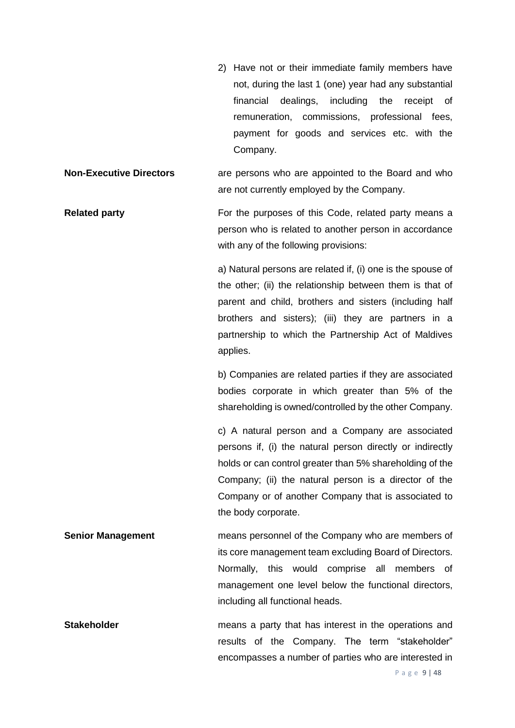2) Have not or their immediate family members have not, during the last 1 (one) year had any substantial financial dealings, including the receipt of remuneration, commissions, professional fees, payment for goods and services etc. with the Company.

**Non-Executive Directors** are persons who are appointed to the Board and who are not currently employed by the Company.

**Related party** For the purposes of this Code, related party means a person who is related to another person in accordance with any of the following provisions:

a) Natural persons are related if, (i) one is the spouse of the other; (ii) the relationship between them is that of parent and child, brothers and sisters (including half brothers and sisters); (iii) they are partners in a partnership to which the Partnership Act of Maldives applies.

b) Companies are related parties if they are associated bodies corporate in which greater than 5% of the shareholding is owned/controlled by the other Company.

c) A natural person and a Company are associated persons if, (i) the natural person directly or indirectly holds or can control greater than 5% shareholding of the Company; (ii) the natural person is a director of the Company or of another Company that is associated to the body corporate.

**Senior Management** means personnel of the Company who are members of its core management team excluding Board of Directors. Normally, this would comprise all members of management one level below the functional directors, including all functional heads.

**Stakeholder** means a party that has interest in the operations and results of the Company. The term "stakeholder" encompasses a number of parties who are interested in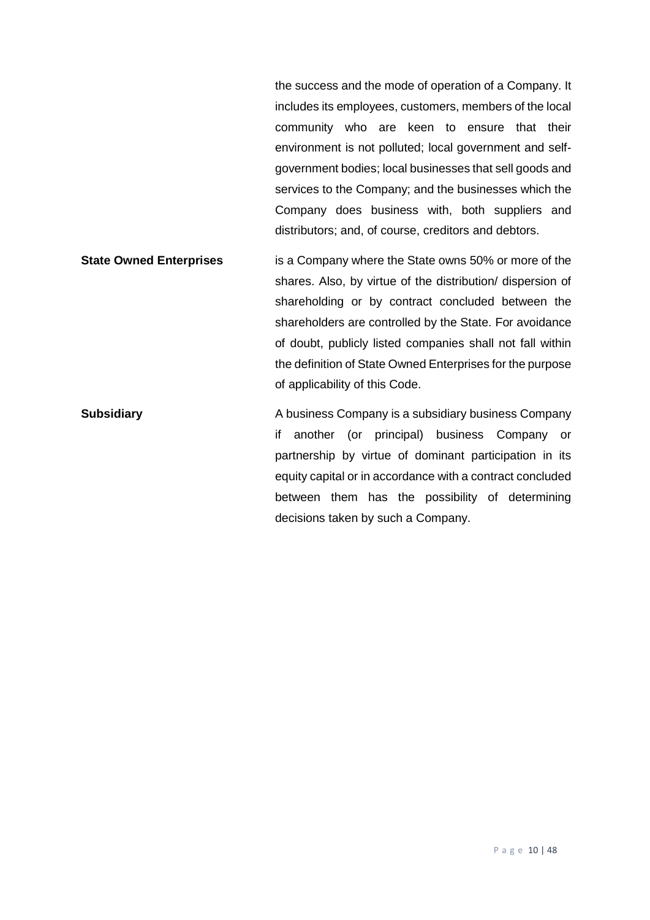| | |
|---|---|
| | the success and the mode of operation of a Company. It includes its employees, customers, members of the local community who are keen to ensure that their environment is not polluted; local government and self-government bodies; local businesses that sell goods and services to the Company; and the businesses which the Company does business with, both suppliers and distributors; and, of course, creditors and debtors. |
| **State Owned Enterprises** | is a Company where the State owns 50% or more of the shares. Also, by virtue of the distribution/ dispersion of shareholding or by contract concluded between the shareholders are controlled by the State. For avoidance of doubt, publicly listed companies shall not fall within the definition of State Owned Enterprises for the purpose of applicability of this Code. |
| **Subsidiary** | A business Company is a subsidiary business Company if another (or principal) business Company or partnership by virtue of dominant participation in its equity capital or in accordance with a contract concluded between them has the possibility of determining decisions taken by such a Company. |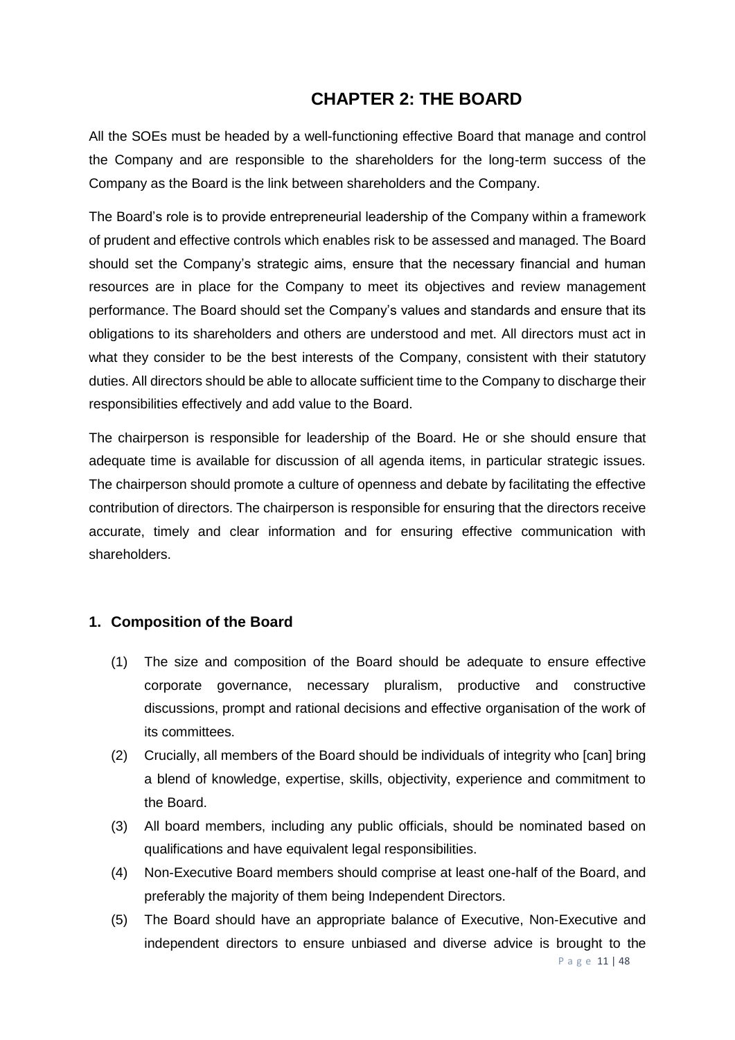# CHAPTER 2: THE BOARD

All the SOEs must be headed by a well-functioning effective Board that manage and control the Company and are responsible to the shareholders for the long-term success of the Company as the Board is the link between shareholders and the Company.

The Board's role is to provide entrepreneurial leadership of the Company within a framework of prudent and effective controls which enables risk to be assessed and managed. The Board should set the Company's strategic aims, ensure that the necessary financial and human resources are in place for the Company to meet its objectives and review management performance. The Board should set the Company's values and standards and ensure that its obligations to its shareholders and others are understood and met. All directors must act in what they consider to be the best interests of the Company, consistent with their statutory duties. All directors should be able to allocate sufficient time to the Company to discharge their responsibilities effectively and add value to the Board.

The chairperson is responsible for leadership of the Board. He or she should ensure that adequate time is available for discussion of all agenda items, in particular strategic issues. The chairperson should promote a culture of openness and debate by facilitating the effective contribution of directors. The chairperson is responsible for ensuring that the directors receive accurate, timely and clear information and for ensuring effective communication with shareholders.

## 1. Composition of the Board

(1) The size and composition of the Board should be adequate to ensure effective corporate governance, necessary pluralism, productive and constructive discussions, prompt and rational decisions and effective organisation of the work of its committees.

(2) Crucially, all members of the Board should be individuals of integrity who [can] bring a blend of knowledge, expertise, skills, objectivity, experience and commitment to the Board.

(3) All board members, including any public officials, should be nominated based on qualifications and have equivalent legal responsibilities.

(4) Non-Executive Board members should comprise at least one-half of the Board, and preferably the majority of them being Independent Directors.

(5) The Board should have an appropriate balance of Executive, Non-Executive and independent directors to ensure unbiased and diverse advice is brought to the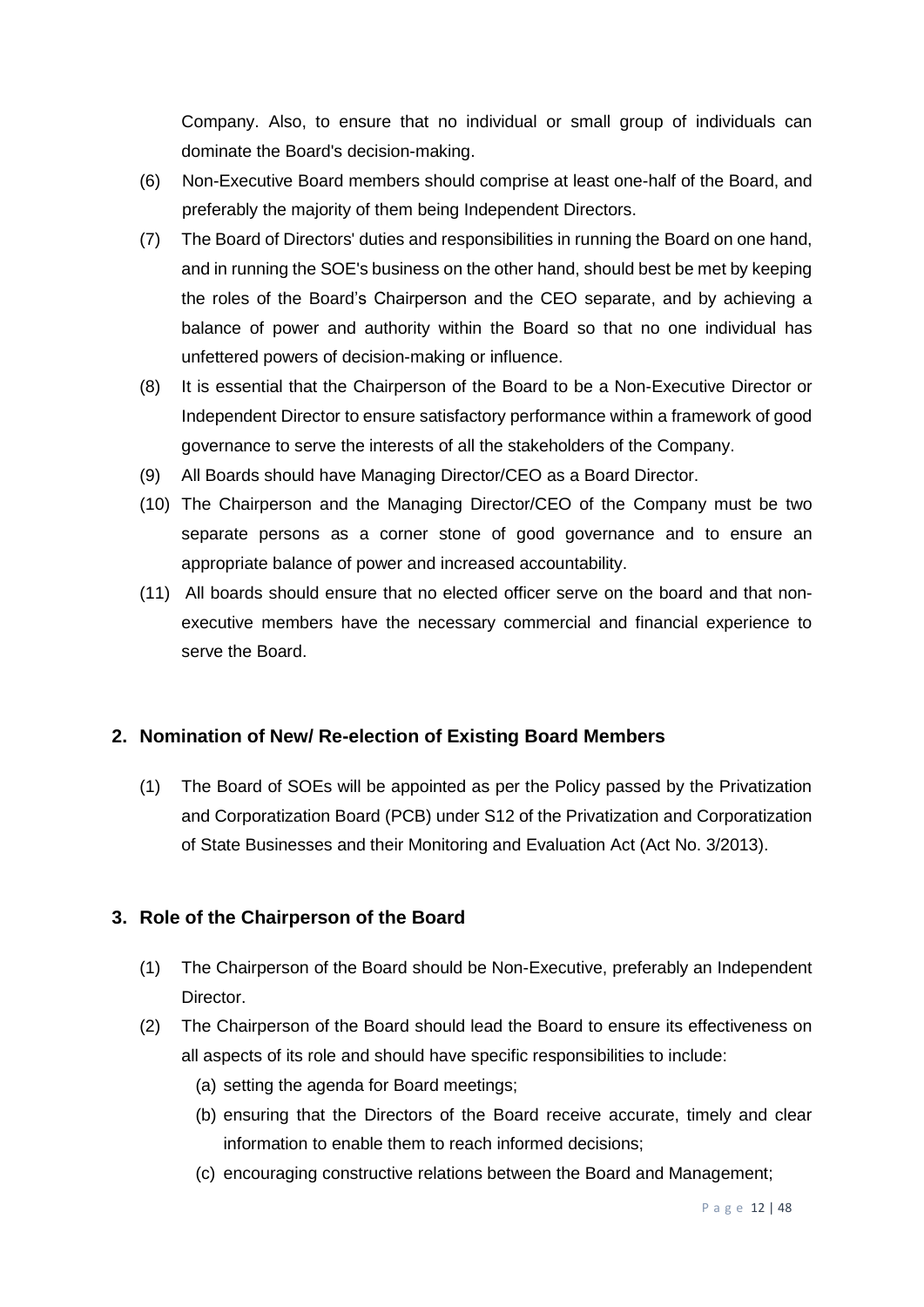Company. Also, to ensure that no individual or small group of individuals can dominate the Board's decision-making.

(6) Non-Executive Board members should comprise at least one-half of the Board, and preferably the majority of them being Independent Directors.

(7) The Board of Directors' duties and responsibilities in running the Board on one hand, and in running the SOE's business on the other hand, should best be met by keeping the roles of the Board's Chairperson and the CEO separate, and by achieving a balance of power and authority within the Board so that no one individual has unfettered powers of decision-making or influence.

(8) It is essential that the Chairperson of the Board to be a Non-Executive Director or Independent Director to ensure satisfactory performance within a framework of good governance to serve the interests of all the stakeholders of the Company.

(9) All Boards should have Managing Director/CEO as a Board Director.

(10) The Chairperson and the Managing Director/CEO of the Company must be two separate persons as a corner stone of good governance and to ensure an appropriate balance of power and increased accountability.

(11) All boards should ensure that no elected officer serve on the board and that non-executive members have the necessary commercial and financial experience to serve the Board.

## 2. Nomination of New/ Re-election of Existing Board Members

(1) The Board of SOEs will be appointed as per the Policy passed by the Privatization and Corporatization Board (PCB) under S12 of the Privatization and Corporatization of State Businesses and their Monitoring and Evaluation Act (Act No. 3/2013).

## 3. Role of the Chairperson of the Board

(1) The Chairperson of the Board should be Non-Executive, preferably an Independent Director.

(2) The Chairperson of the Board should lead the Board to ensure its effectiveness on all aspects of its role and should have specific responsibilities to include:

  (a) setting the agenda for Board meetings;

  (b) ensuring that the Directors of the Board receive accurate, timely and clear information to enable them to reach informed decisions;

  (c) encouraging constructive relations between the Board and Management;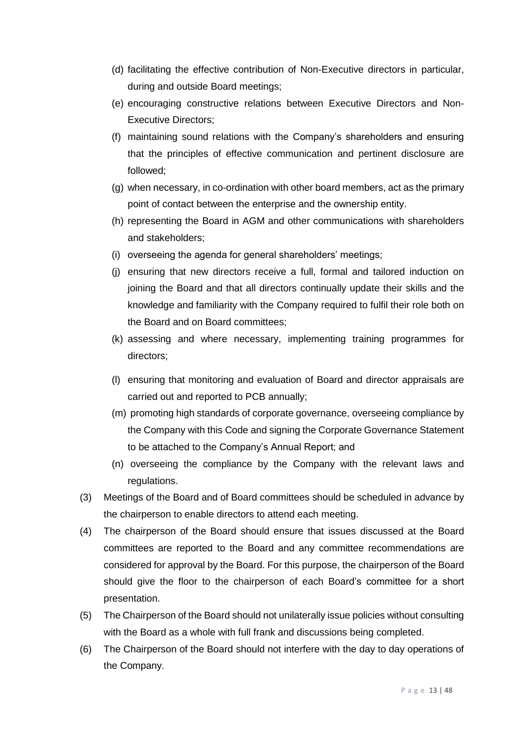(d) facilitating the effective contribution of Non-Executive directors in particular, during and outside Board meetings;

(e) encouraging constructive relations between Executive Directors and Non-Executive Directors;

(f) maintaining sound relations with the Company's shareholders and ensuring that the principles of effective communication and pertinent disclosure are followed;

(g) when necessary, in co-ordination with other board members, act as the primary point of contact between the enterprise and the ownership entity.

(h) representing the Board in AGM and other communications with shareholders and stakeholders;

(i) overseeing the agenda for general shareholders' meetings;

(j) ensuring that new directors receive a full, formal and tailored induction on joining the Board and that all directors continually update their skills and the knowledge and familiarity with the Company required to fulfil their role both on the Board and on Board committees;

(k) assessing and where necessary, implementing training programmes for directors;

(l) ensuring that monitoring and evaluation of Board and director appraisals are carried out and reported to PCB annually;

(m) promoting high standards of corporate governance, overseeing compliance by the Company with this Code and signing the Corporate Governance Statement to be attached to the Company's Annual Report; and

(n) overseeing the compliance by the Company with the relevant laws and regulations.

(3) Meetings of the Board and of Board committees should be scheduled in advance by the chairperson to enable directors to attend each meeting.

(4) The chairperson of the Board should ensure that issues discussed at the Board committees are reported to the Board and any committee recommendations are considered for approval by the Board. For this purpose, the chairperson of the Board should give the floor to the chairperson of each Board's committee for a short presentation.

(5) The Chairperson of the Board should not unilaterally issue policies without consulting with the Board as a whole with full frank and discussions being completed.

(6) The Chairperson of the Board should not interfere with the day to day operations of the Company.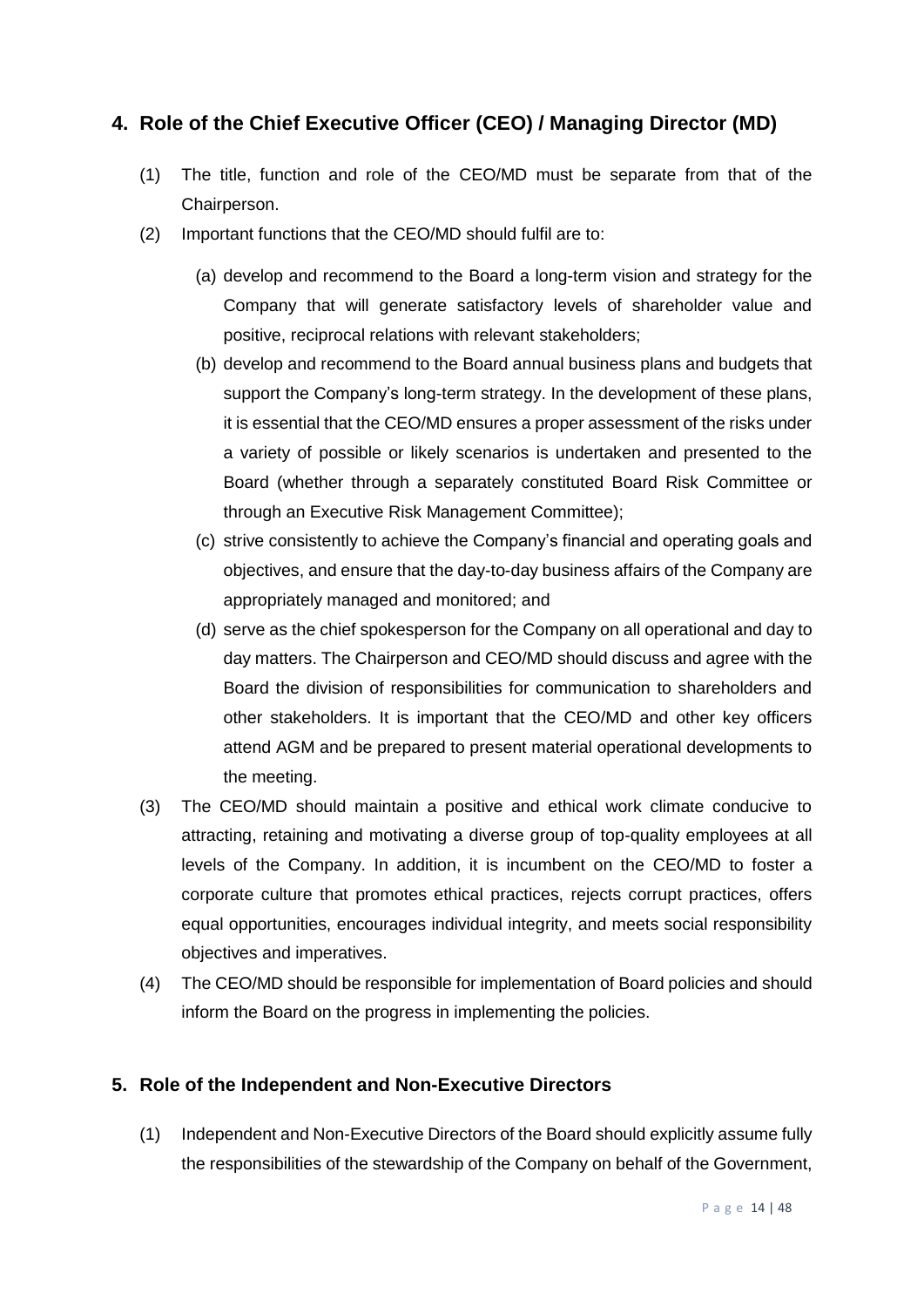## 4. Role of the Chief Executive Officer (CEO) / Managing Director (MD)

(1) The title, function and role of the CEO/MD must be separate from that of the Chairperson.

(2) Important functions that the CEO/MD should fulfil are to:

(a) develop and recommend to the Board a long-term vision and strategy for the Company that will generate satisfactory levels of shareholder value and positive, reciprocal relations with relevant stakeholders;

(b) develop and recommend to the Board annual business plans and budgets that support the Company's long-term strategy. In the development of these plans, it is essential that the CEO/MD ensures a proper assessment of the risks under a variety of possible or likely scenarios is undertaken and presented to the Board (whether through a separately constituted Board Risk Committee or through an Executive Risk Management Committee);

(c) strive consistently to achieve the Company's financial and operating goals and objectives, and ensure that the day-to-day business affairs of the Company are appropriately managed and monitored; and

(d) serve as the chief spokesperson for the Company on all operational and day to day matters. The Chairperson and CEO/MD should discuss and agree with the Board the division of responsibilities for communication to shareholders and other stakeholders. It is important that the CEO/MD and other key officers attend AGM and be prepared to present material operational developments to the meeting.

(3) The CEO/MD should maintain a positive and ethical work climate conducive to attracting, retaining and motivating a diverse group of top-quality employees at all levels of the Company. In addition, it is incumbent on the CEO/MD to foster a corporate culture that promotes ethical practices, rejects corrupt practices, offers equal opportunities, encourages individual integrity, and meets social responsibility objectives and imperatives.

(4) The CEO/MD should be responsible for implementation of Board policies and should inform the Board on the progress in implementing the policies.

## 5. Role of the Independent and Non-Executive Directors

(1) Independent and Non-Executive Directors of the Board should explicitly assume fully the responsibilities of the stewardship of the Company on behalf of the Government,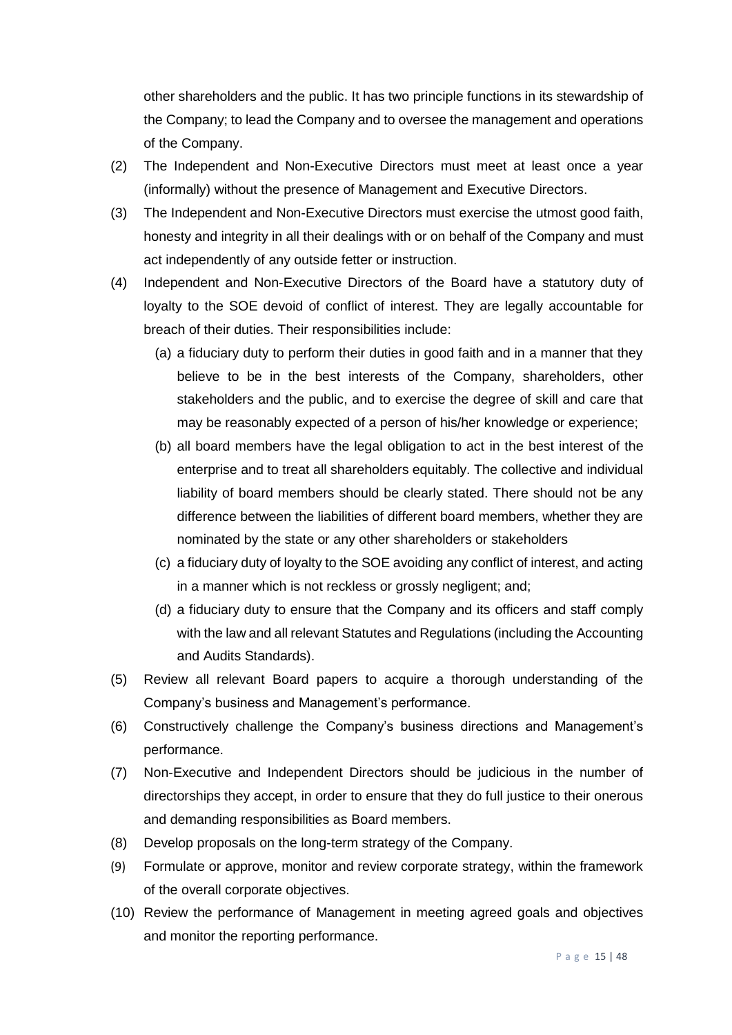other shareholders and the public. It has two principle functions in its stewardship of the Company; to lead the Company and to oversee the management and operations of the Company.

(2) The Independent and Non-Executive Directors must meet at least once a year (informally) without the presence of Management and Executive Directors.

(3) The Independent and Non-Executive Directors must exercise the utmost good faith, honesty and integrity in all their dealings with or on behalf of the Company and must act independently of any outside fetter or instruction.

(4) Independent and Non-Executive Directors of the Board have a statutory duty of loyalty to the SOE devoid of conflict of interest. They are legally accountable for breach of their duties. Their responsibilities include:

   (a) a fiduciary duty to perform their duties in good faith and in a manner that they believe to be in the best interests of the Company, shareholders, other stakeholders and the public, and to exercise the degree of skill and care that may be reasonably expected of a person of his/her knowledge or experience;

   (b) all board members have the legal obligation to act in the best interest of the enterprise and to treat all shareholders equitably. The collective and individual liability of board members should be clearly stated. There should not be any difference between the liabilities of different board members, whether they are nominated by the state or any other shareholders or stakeholders

   (c) a fiduciary duty of loyalty to the SOE avoiding any conflict of interest, and acting in a manner which is not reckless or grossly negligent; and;

   (d) a fiduciary duty to ensure that the Company and its officers and staff comply with the law and all relevant Statutes and Regulations (including the Accounting and Audits Standards).

(5) Review all relevant Board papers to acquire a thorough understanding of the Company's business and Management's performance.

(6) Constructively challenge the Company's business directions and Management's performance.

(7) Non-Executive and Independent Directors should be judicious in the number of directorships they accept, in order to ensure that they do full justice to their onerous and demanding responsibilities as Board members.

(8) Develop proposals on the long-term strategy of the Company.

(9) Formulate or approve, monitor and review corporate strategy, within the framework of the overall corporate objectives.

(10) Review the performance of Management in meeting agreed goals and objectives and monitor the reporting performance.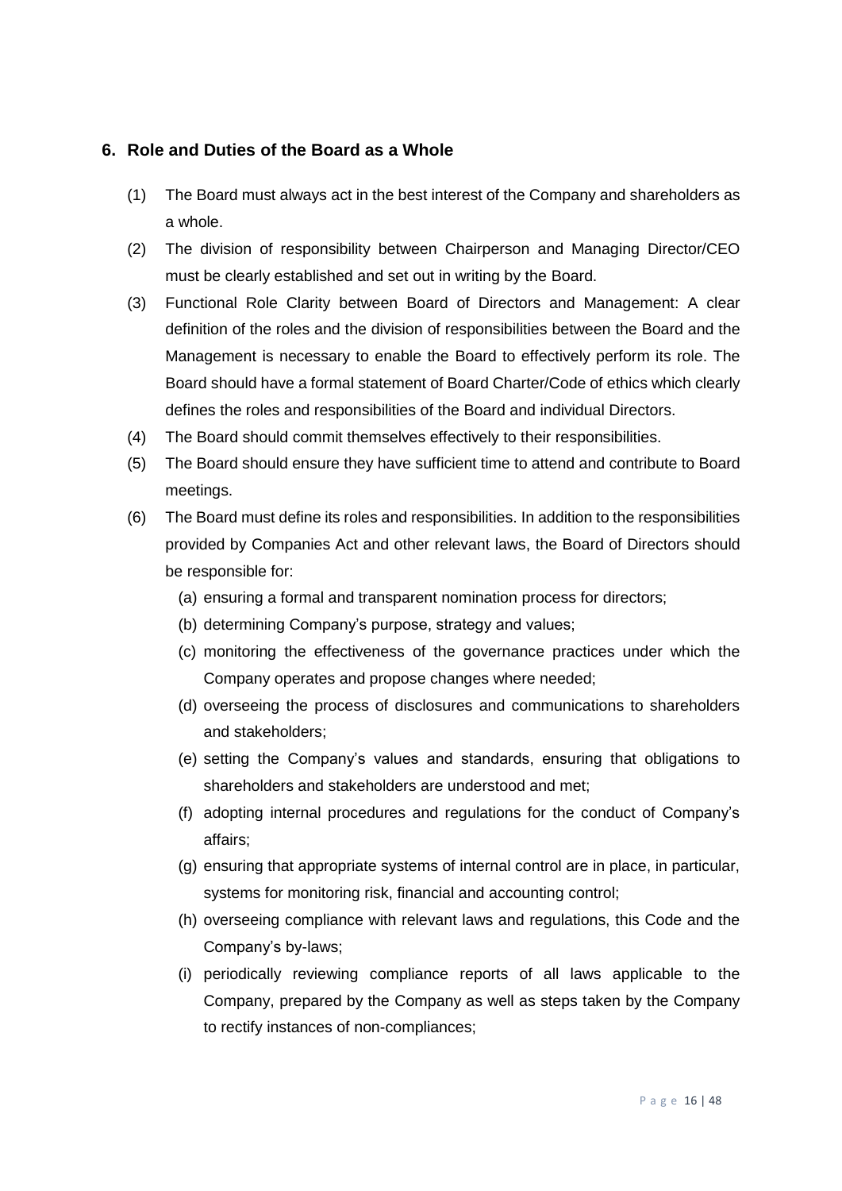## 6. Role and Duties of the Board as a Whole

(1) The Board must always act in the best interest of the Company and shareholders as a whole.

(2) The division of responsibility between Chairperson and Managing Director/CEO must be clearly established and set out in writing by the Board.

(3) Functional Role Clarity between Board of Directors and Management: A clear definition of the roles and the division of responsibilities between the Board and the Management is necessary to enable the Board to effectively perform its role. The Board should have a formal statement of Board Charter/Code of ethics which clearly defines the roles and responsibilities of the Board and individual Directors.

(4) The Board should commit themselves effectively to their responsibilities.

(5) The Board should ensure they have sufficient time to attend and contribute to Board meetings.

(6) The Board must define its roles and responsibilities. In addition to the responsibilities provided by Companies Act and other relevant laws, the Board of Directors should be responsible for:

   (a) ensuring a formal and transparent nomination process for directors;

   (b) determining Company's purpose, strategy and values;

   (c) monitoring the effectiveness of the governance practices under which the Company operates and propose changes where needed;

   (d) overseeing the process of disclosures and communications to shareholders and stakeholders;

   (e) setting the Company's values and standards, ensuring that obligations to shareholders and stakeholders are understood and met;

   (f) adopting internal procedures and regulations for the conduct of Company's affairs;

   (g) ensuring that appropriate systems of internal control are in place, in particular, systems for monitoring risk, financial and accounting control;

   (h) overseeing compliance with relevant laws and regulations, this Code and the Company's by-laws;

   (i) periodically reviewing compliance reports of all laws applicable to the Company, prepared by the Company as well as steps taken by the Company to rectify instances of non-compliances;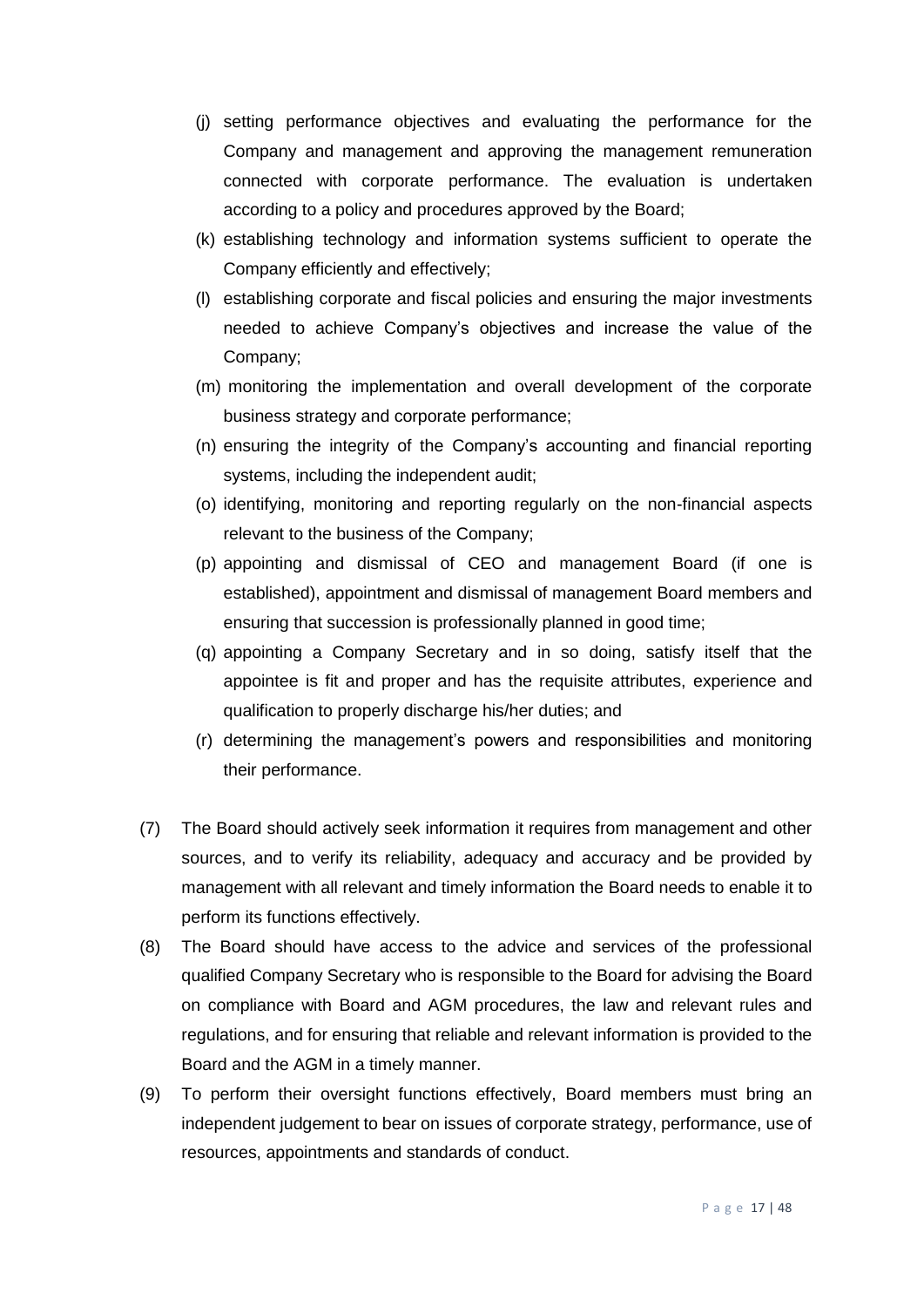(j) setting performance objectives and evaluating the performance for the Company and management and approving the management remuneration connected with corporate performance. The evaluation is undertaken according to a policy and procedures approved by the Board;

(k) establishing technology and information systems sufficient to operate the Company efficiently and effectively;

(l) establishing corporate and fiscal policies and ensuring the major investments needed to achieve Company's objectives and increase the value of the Company;

(m) monitoring the implementation and overall development of the corporate business strategy and corporate performance;

(n) ensuring the integrity of the Company's accounting and financial reporting systems, including the independent audit;

(o) identifying, monitoring and reporting regularly on the non-financial aspects relevant to the business of the Company;

(p) appointing and dismissal of CEO and management Board (if one is established), appointment and dismissal of management Board members and ensuring that succession is professionally planned in good time;

(q) appointing a Company Secretary and in so doing, satisfy itself that the appointee is fit and proper and has the requisite attributes, experience and qualification to properly discharge his/her duties; and

(r) determining the management's powers and responsibilities and monitoring their performance.

(7) The Board should actively seek information it requires from management and other sources, and to verify its reliability, adequacy and accuracy and be provided by management with all relevant and timely information the Board needs to enable it to perform its functions effectively.

(8) The Board should have access to the advice and services of the professional qualified Company Secretary who is responsible to the Board for advising the Board on compliance with Board and AGM procedures, the law and relevant rules and regulations, and for ensuring that reliable and relevant information is provided to the Board and the AGM in a timely manner.

(9) To perform their oversight functions effectively, Board members must bring an independent judgement to bear on issues of corporate strategy, performance, use of resources, appointments and standards of conduct.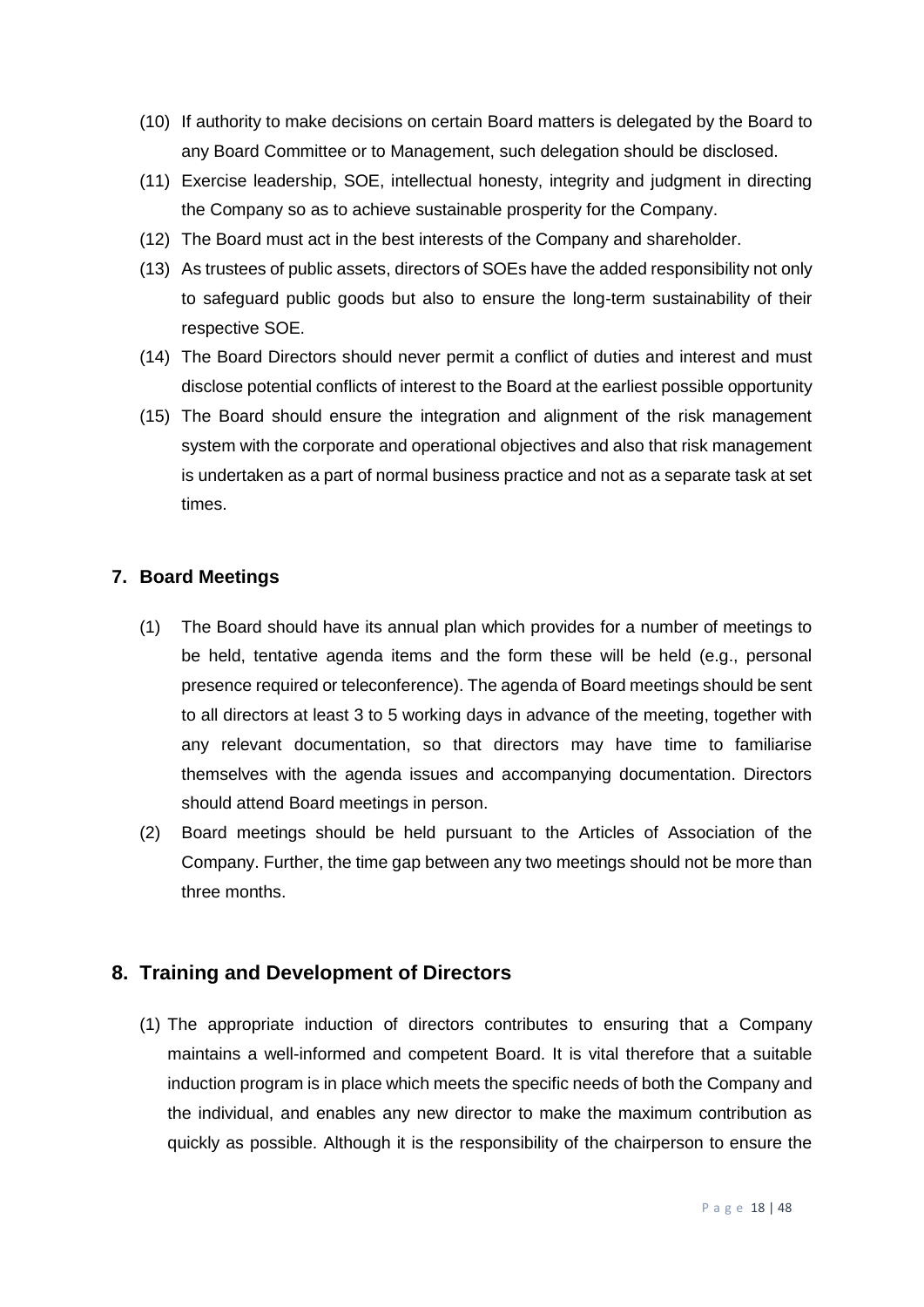(10) If authority to make decisions on certain Board matters is delegated by the Board to any Board Committee or to Management, such delegation should be disclosed.

(11) Exercise leadership, SOE, intellectual honesty, integrity and judgment in directing the Company so as to achieve sustainable prosperity for the Company.

(12) The Board must act in the best interests of the Company and shareholder.

(13) As trustees of public assets, directors of SOEs have the added responsibility not only to safeguard public goods but also to ensure the long-term sustainability of their respective SOE.

(14) The Board Directors should never permit a conflict of duties and interest and must disclose potential conflicts of interest to the Board at the earliest possible opportunity

(15) The Board should ensure the integration and alignment of the risk management system with the corporate and operational objectives and also that risk management is undertaken as a part of normal business practice and not as a separate task at set times.

## 7. Board Meetings

(1) The Board should have its annual plan which provides for a number of meetings to be held, tentative agenda items and the form these will be held (e.g., personal presence required or teleconference). The agenda of Board meetings should be sent to all directors at least 3 to 5 working days in advance of the meeting, together with any relevant documentation, so that directors may have time to familiarise themselves with the agenda issues and accompanying documentation. Directors should attend Board meetings in person.

(2) Board meetings should be held pursuant to the Articles of Association of the Company. Further, the time gap between any two meetings should not be more than three months.

## 8. Training and Development of Directors

(1) The appropriate induction of directors contributes to ensuring that a Company maintains a well-informed and competent Board. It is vital therefore that a suitable induction program is in place which meets the specific needs of both the Company and the individual, and enables any new director to make the maximum contribution as quickly as possible. Although it is the responsibility of the chairperson to ensure the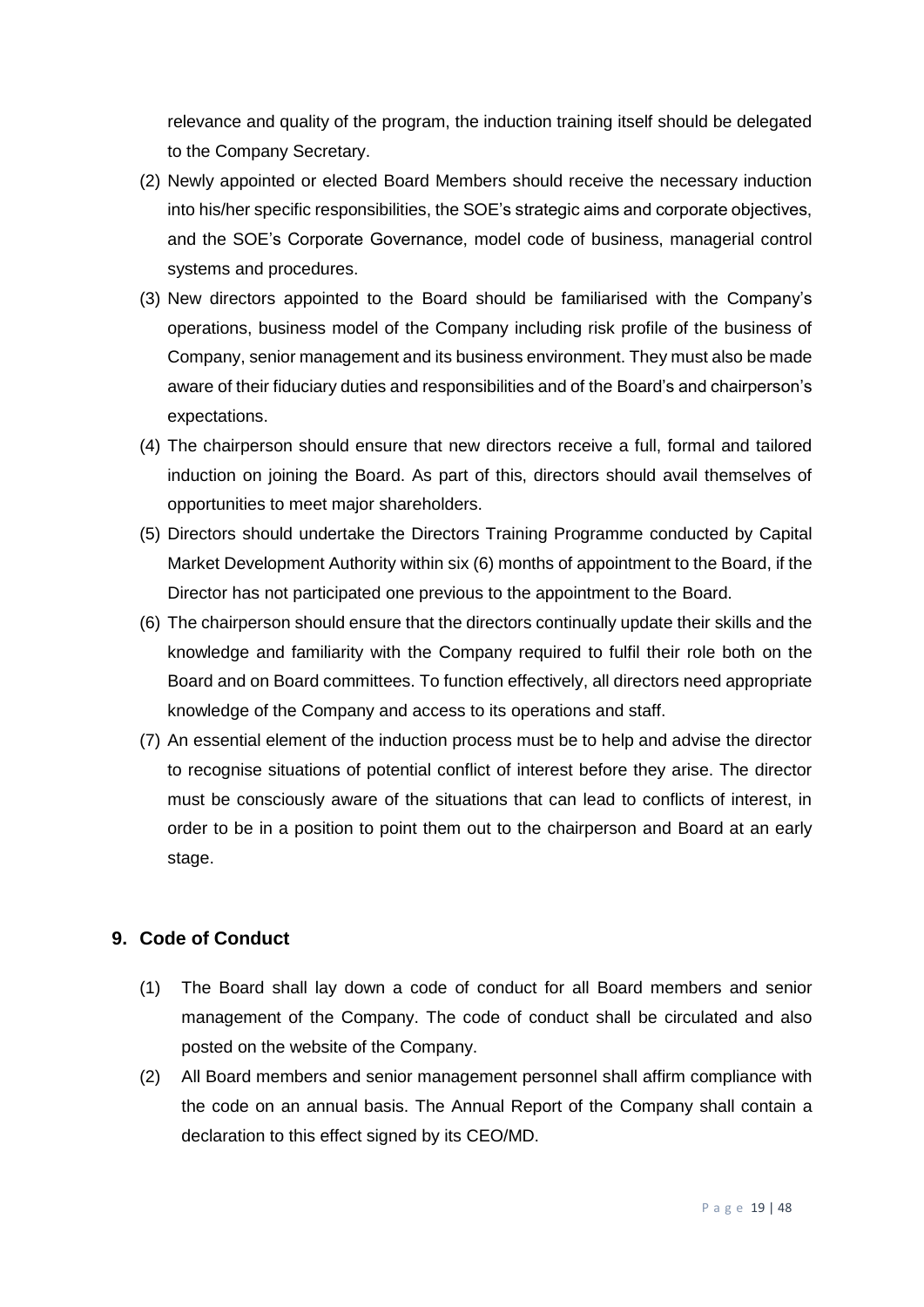relevance and quality of the program, the induction training itself should be delegated to the Company Secretary.

(2) Newly appointed or elected Board Members should receive the necessary induction into his/her specific responsibilities, the SOE's strategic aims and corporate objectives, and the SOE's Corporate Governance, model code of business, managerial control systems and procedures.

(3) New directors appointed to the Board should be familiarised with the Company's operations, business model of the Company including risk profile of the business of Company, senior management and its business environment. They must also be made aware of their fiduciary duties and responsibilities and of the Board's and chairperson's expectations.

(4) The chairperson should ensure that new directors receive a full, formal and tailored induction on joining the Board. As part of this, directors should avail themselves of opportunities to meet major shareholders.

(5) Directors should undertake the Directors Training Programme conducted by Capital Market Development Authority within six (6) months of appointment to the Board, if the Director has not participated one previous to the appointment to the Board.

(6) The chairperson should ensure that the directors continually update their skills and the knowledge and familiarity with the Company required to fulfil their role both on the Board and on Board committees. To function effectively, all directors need appropriate knowledge of the Company and access to its operations and staff.

(7) An essential element of the induction process must be to help and advise the director to recognise situations of potential conflict of interest before they arise. The director must be consciously aware of the situations that can lead to conflicts of interest, in order to be in a position to point them out to the chairperson and Board at an early stage.

## 9. Code of Conduct

(1) The Board shall lay down a code of conduct for all Board members and senior management of the Company. The code of conduct shall be circulated and also posted on the website of the Company.

(2) All Board members and senior management personnel shall affirm compliance with the code on an annual basis. The Annual Report of the Company shall contain a declaration to this effect signed by its CEO/MD.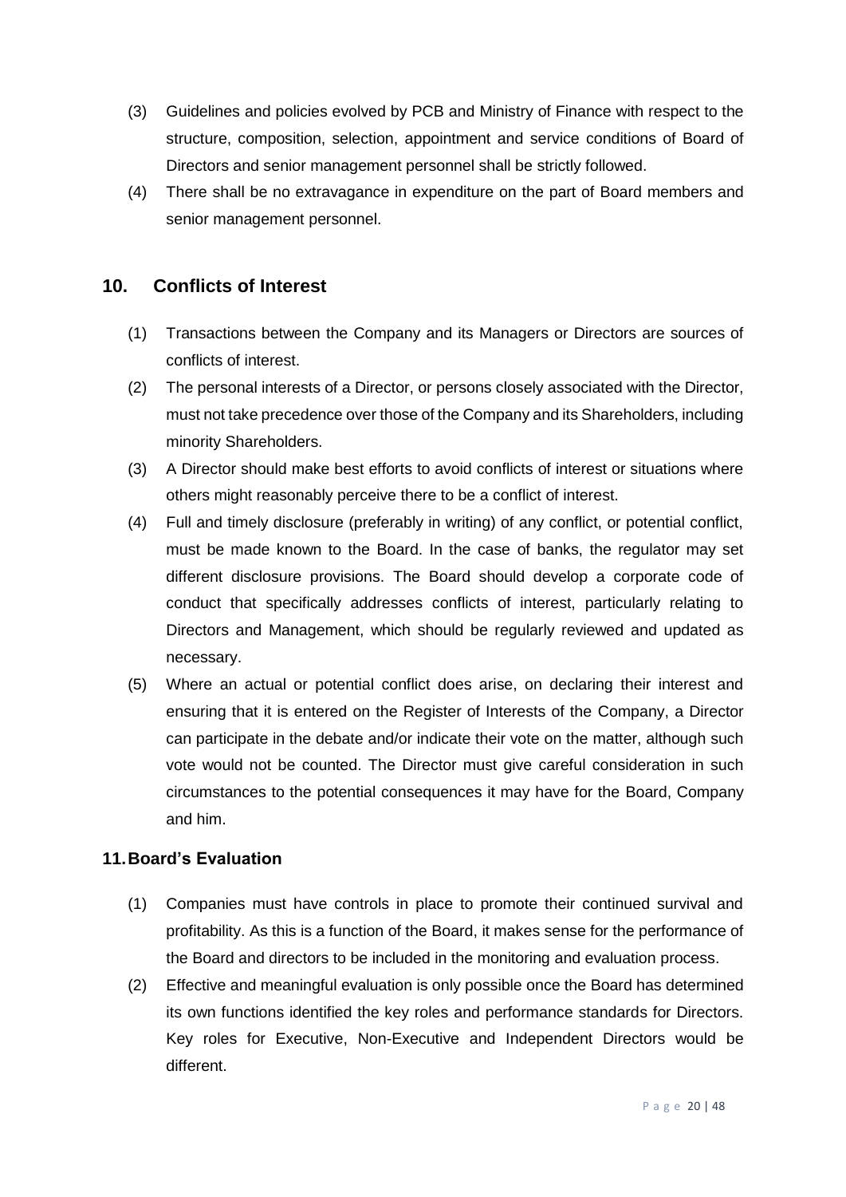(3) Guidelines and policies evolved by PCB and Ministry of Finance with respect to the structure, composition, selection, appointment and service conditions of Board of Directors and senior management personnel shall be strictly followed.

(4) There shall be no extravagance in expenditure on the part of Board members and senior management personnel.

## 10. Conflicts of Interest

(1) Transactions between the Company and its Managers or Directors are sources of conflicts of interest.

(2) The personal interests of a Director, or persons closely associated with the Director, must not take precedence over those of the Company and its Shareholders, including minority Shareholders.

(3) A Director should make best efforts to avoid conflicts of interest or situations where others might reasonably perceive there to be a conflict of interest.

(4) Full and timely disclosure (preferably in writing) of any conflict, or potential conflict, must be made known to the Board. In the case of banks, the regulator may set different disclosure provisions. The Board should develop a corporate code of conduct that specifically addresses conflicts of interest, particularly relating to Directors and Management, which should be regularly reviewed and updated as necessary.

(5) Where an actual or potential conflict does arise, on declaring their interest and ensuring that it is entered on the Register of Interests of the Company, a Director can participate in the debate and/or indicate their vote on the matter, although such vote would not be counted. The Director must give careful consideration in such circumstances to the potential consequences it may have for the Board, Company and him.

## 11. Board's Evaluation

(1) Companies must have controls in place to promote their continued survival and profitability. As this is a function of the Board, it makes sense for the performance of the Board and directors to be included in the monitoring and evaluation process.

(2) Effective and meaningful evaluation is only possible once the Board has determined its own functions identified the key roles and performance standards for Directors. Key roles for Executive, Non-Executive and Independent Directors would be different.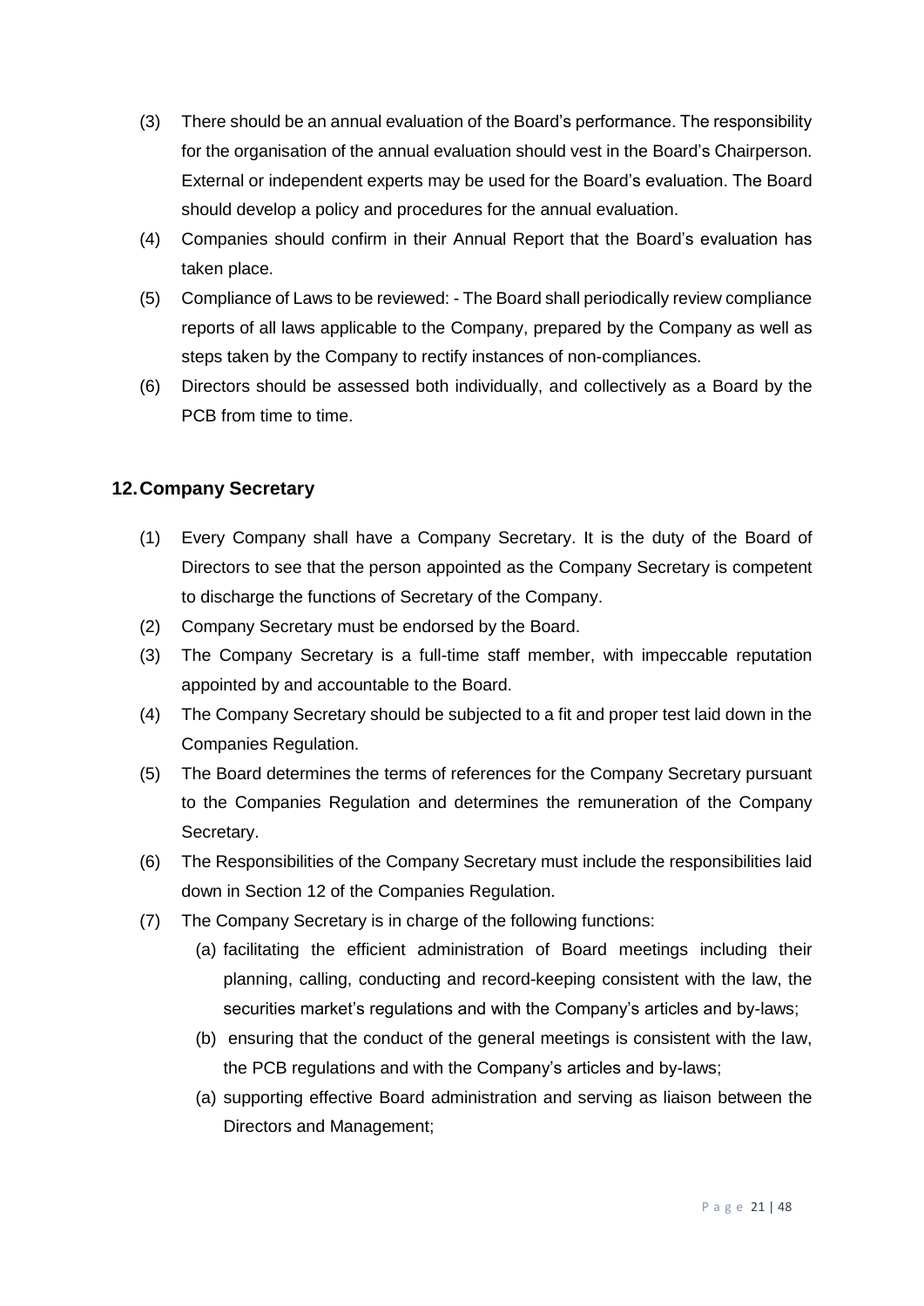(3) There should be an annual evaluation of the Board's performance. The responsibility for the organisation of the annual evaluation should vest in the Board's Chairperson. External or independent experts may be used for the Board's evaluation. The Board should develop a policy and procedures for the annual evaluation.

(4) Companies should confirm in their Annual Report that the Board's evaluation has taken place.

(5) Compliance of Laws to be reviewed: - The Board shall periodically review compliance reports of all laws applicable to the Company, prepared by the Company as well as steps taken by the Company to rectify instances of non-compliances.

(6) Directors should be assessed both individually, and collectively as a Board by the PCB from time to time.

## 12. Company Secretary

(1) Every Company shall have a Company Secretary. It is the duty of the Board of Directors to see that the person appointed as the Company Secretary is competent to discharge the functions of Secretary of the Company.

(2) Company Secretary must be endorsed by the Board.

(3) The Company Secretary is a full-time staff member, with impeccable reputation appointed by and accountable to the Board.

(4) The Company Secretary should be subjected to a fit and proper test laid down in the Companies Regulation.

(5) The Board determines the terms of references for the Company Secretary pursuant to the Companies Regulation and determines the remuneration of the Company Secretary.

(6) The Responsibilities of the Company Secretary must include the responsibilities laid down in Section 12 of the Companies Regulation.

(7) The Company Secretary is in charge of the following functions:

   (a) facilitating the efficient administration of Board meetings including their planning, calling, conducting and record-keeping consistent with the law, the securities market's regulations and with the Company's articles and by-laws;

   (b) ensuring that the conduct of the general meetings is consistent with the law, the PCB regulations and with the Company's articles and by-laws;

   (a) supporting effective Board administration and serving as liaison between the Directors and Management;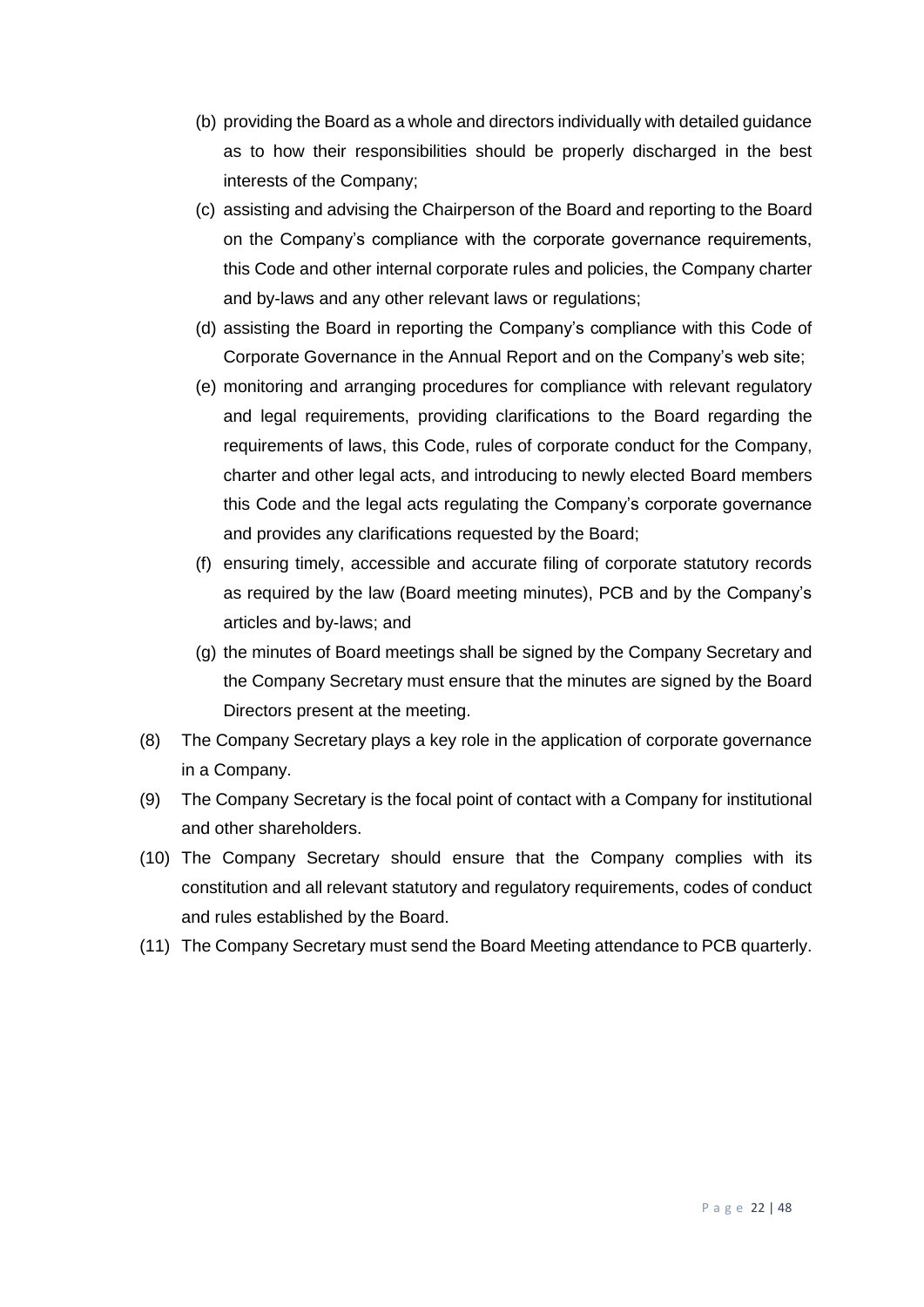(b) providing the Board as a whole and directors individually with detailed guidance as to how their responsibilities should be properly discharged in the best interests of the Company;

(c) assisting and advising the Chairperson of the Board and reporting to the Board on the Company's compliance with the corporate governance requirements, this Code and other internal corporate rules and policies, the Company charter and by-laws and any other relevant laws or regulations;

(d) assisting the Board in reporting the Company's compliance with this Code of Corporate Governance in the Annual Report and on the Company's web site;

(e) monitoring and arranging procedures for compliance with relevant regulatory and legal requirements, providing clarifications to the Board regarding the requirements of laws, this Code, rules of corporate conduct for the Company, charter and other legal acts, and introducing to newly elected Board members this Code and the legal acts regulating the Company's corporate governance and provides any clarifications requested by the Board;

(f) ensuring timely, accessible and accurate filing of corporate statutory records as required by the law (Board meeting minutes), PCB and by the Company's articles and by-laws; and

(g) the minutes of Board meetings shall be signed by the Company Secretary and the Company Secretary must ensure that the minutes are signed by the Board Directors present at the meeting.

(8) The Company Secretary plays a key role in the application of corporate governance in a Company.

(9) The Company Secretary is the focal point of contact with a Company for institutional and other shareholders.

(10) The Company Secretary should ensure that the Company complies with its constitution and all relevant statutory and regulatory requirements, codes of conduct and rules established by the Board.

(11) The Company Secretary must send the Board Meeting attendance to PCB quarterly.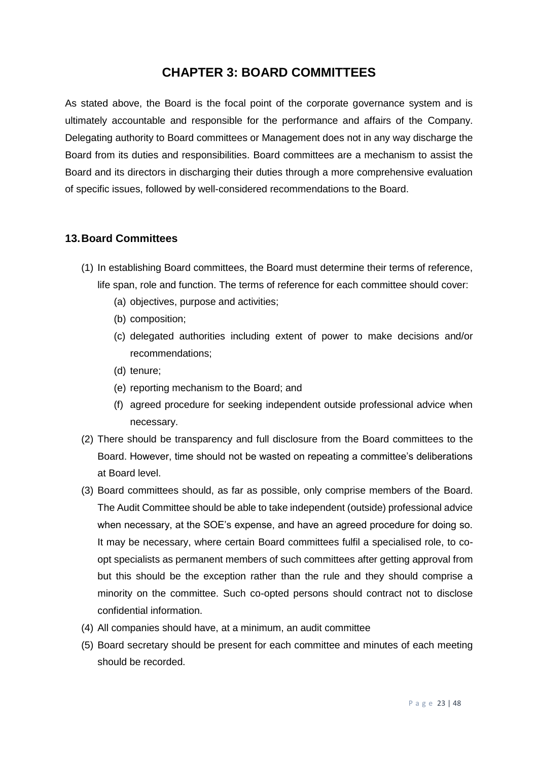# CHAPTER 3: BOARD COMMITTEES

As stated above, the Board is the focal point of the corporate governance system and is ultimately accountable and responsible for the performance and affairs of the Company. Delegating authority to Board committees or Management does not in any way discharge the Board from its duties and responsibilities. Board committees are a mechanism to assist the Board and its directors in discharging their duties through a more comprehensive evaluation of specific issues, followed by well-considered recommendations to the Board.

## 13. Board Committees

(1) In establishing Board committees, the Board must determine their terms of reference, life span, role and function. The terms of reference for each committee should cover:

   (a) objectives, purpose and activities;

   (b) composition;

   (c) delegated authorities including extent of power to make decisions and/or recommendations;

   (d) tenure;

   (e) reporting mechanism to the Board; and

   (f) agreed procedure for seeking independent outside professional advice when necessary.

(2) There should be transparency and full disclosure from the Board committees to the Board. However, time should not be wasted on repeating a committee's deliberations at Board level.

(3) Board committees should, as far as possible, only comprise members of the Board. The Audit Committee should be able to take independent (outside) professional advice when necessary, at the SOE's expense, and have an agreed procedure for doing so. It may be necessary, where certain Board committees fulfil a specialised role, to co-opt specialists as permanent members of such committees after getting approval from but this should be the exception rather than the rule and they should comprise a minority on the committee. Such co-opted persons should contract not to disclose confidential information.

(4) All companies should have, at a minimum, an audit committee

(5) Board secretary should be present for each committee and minutes of each meeting should be recorded.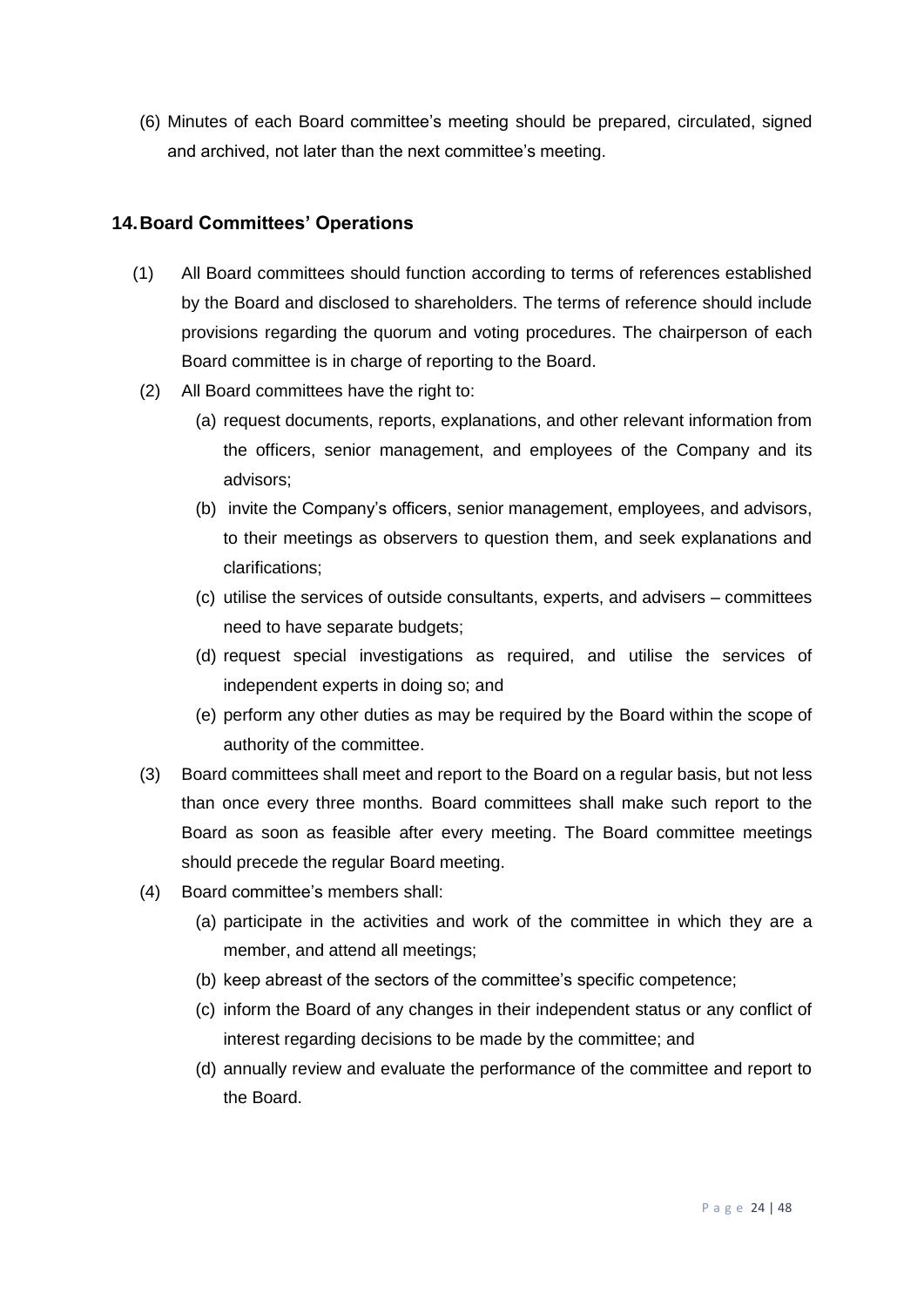(6) Minutes of each Board committee's meeting should be prepared, circulated, signed and archived, not later than the next committee's meeting.

## 14. Board Committees' Operations

(1) All Board committees should function according to terms of references established by the Board and disclosed to shareholders. The terms of reference should include provisions regarding the quorum and voting procedures. The chairperson of each Board committee is in charge of reporting to the Board.

(2) All Board committees have the right to:

   (a) request documents, reports, explanations, and other relevant information from the officers, senior management, and employees of the Company and its advisors;

   (b) invite the Company's officers, senior management, employees, and advisors, to their meetings as observers to question them, and seek explanations and clarifications;

   (c) utilise the services of outside consultants, experts, and advisers – committees need to have separate budgets;

   (d) request special investigations as required, and utilise the services of independent experts in doing so; and

   (e) perform any other duties as may be required by the Board within the scope of authority of the committee.

(3) Board committees shall meet and report to the Board on a regular basis, but not less than once every three months. Board committees shall make such report to the Board as soon as feasible after every meeting. The Board committee meetings should precede the regular Board meeting.

(4) Board committee's members shall:

   (a) participate in the activities and work of the committee in which they are a member, and attend all meetings;

   (b) keep abreast of the sectors of the committee's specific competence;

   (c) inform the Board of any changes in their independent status or any conflict of interest regarding decisions to be made by the committee; and

   (d) annually review and evaluate the performance of the committee and report to the Board.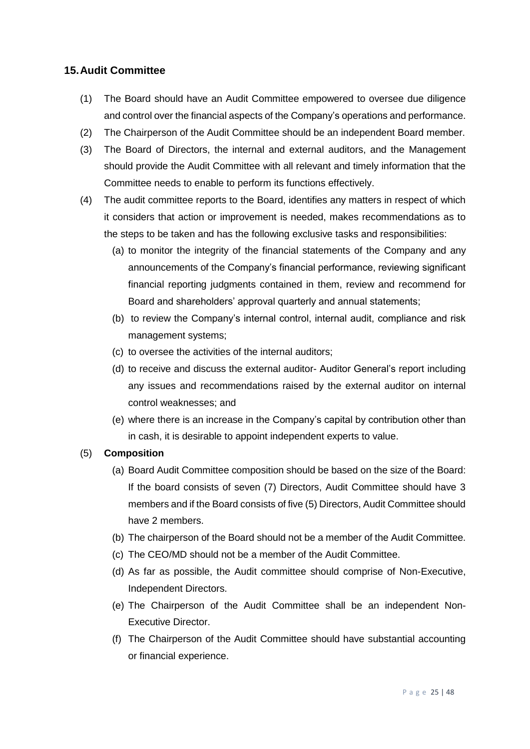## 15. Audit Committee

(1) The Board should have an Audit Committee empowered to oversee due diligence and control over the financial aspects of the Company's operations and performance.

(2) The Chairperson of the Audit Committee should be an independent Board member.

(3) The Board of Directors, the internal and external auditors, and the Management should provide the Audit Committee with all relevant and timely information that the Committee needs to enable to perform its functions effectively.

(4) The audit committee reports to the Board, identifies any matters in respect of which it considers that action or improvement is needed, makes recommendations as to the steps to be taken and has the following exclusive tasks and responsibilities:

   (a) to monitor the integrity of the financial statements of the Company and any announcements of the Company's financial performance, reviewing significant financial reporting judgments contained in them, review and recommend for Board and shareholders' approval quarterly and annual statements;

   (b) to review the Company's internal control, internal audit, compliance and risk management systems;

   (c) to oversee the activities of the internal auditors;

   (d) to receive and discuss the external auditor- Auditor General's report including any issues and recommendations raised by the external auditor on internal control weaknesses; and

   (e) where there is an increase in the Company's capital by contribution other than in cash, it is desirable to appoint independent experts to value.

(5) **Composition**

   (a) Board Audit Committee composition should be based on the size of the Board: If the board consists of seven (7) Directors, Audit Committee should have 3 members and if the Board consists of five (5) Directors, Audit Committee should have 2 members.

   (b) The chairperson of the Board should not be a member of the Audit Committee.

   (c) The CEO/MD should not be a member of the Audit Committee.

   (d) As far as possible, the Audit committee should comprise of Non-Executive, Independent Directors.

   (e) The Chairperson of the Audit Committee shall be an independent Non-Executive Director.

   (f) The Chairperson of the Audit Committee should have substantial accounting or financial experience.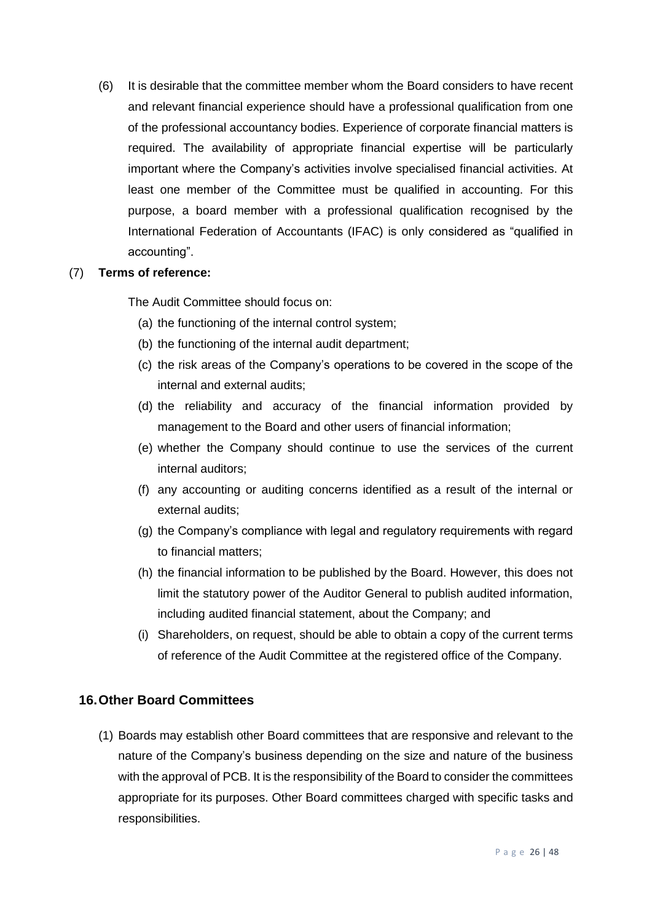(6) It is desirable that the committee member whom the Board considers to have recent and relevant financial experience should have a professional qualification from one of the professional accountancy bodies. Experience of corporate financial matters is required. The availability of appropriate financial expertise will be particularly important where the Company's activities involve specialised financial activities. At least one member of the Committee must be qualified in accounting. For this purpose, a board member with a professional qualification recognised by the International Federation of Accountants (IFAC) is only considered as "qualified in accounting".

(7) **Terms of reference:**

The Audit Committee should focus on:

(a) the functioning of the internal control system;

(b) the functioning of the internal audit department;

(c) the risk areas of the Company's operations to be covered in the scope of the internal and external audits;

(d) the reliability and accuracy of the financial information provided by management to the Board and other users of financial information;

(e) whether the Company should continue to use the services of the current internal auditors;

(f) any accounting or auditing concerns identified as a result of the internal or external audits;

(g) the Company's compliance with legal and regulatory requirements with regard to financial matters;

(h) the financial information to be published by the Board. However, this does not limit the statutory power of the Auditor General to publish audited information, including audited financial statement, about the Company; and

(i) Shareholders, on request, should be able to obtain a copy of the current terms of reference of the Audit Committee at the registered office of the Company.

## 16. Other Board Committees

(1) Boards may establish other Board committees that are responsive and relevant to the nature of the Company's business depending on the size and nature of the business with the approval of PCB. It is the responsibility of the Board to consider the committees appropriate for its purposes. Other Board committees charged with specific tasks and responsibilities.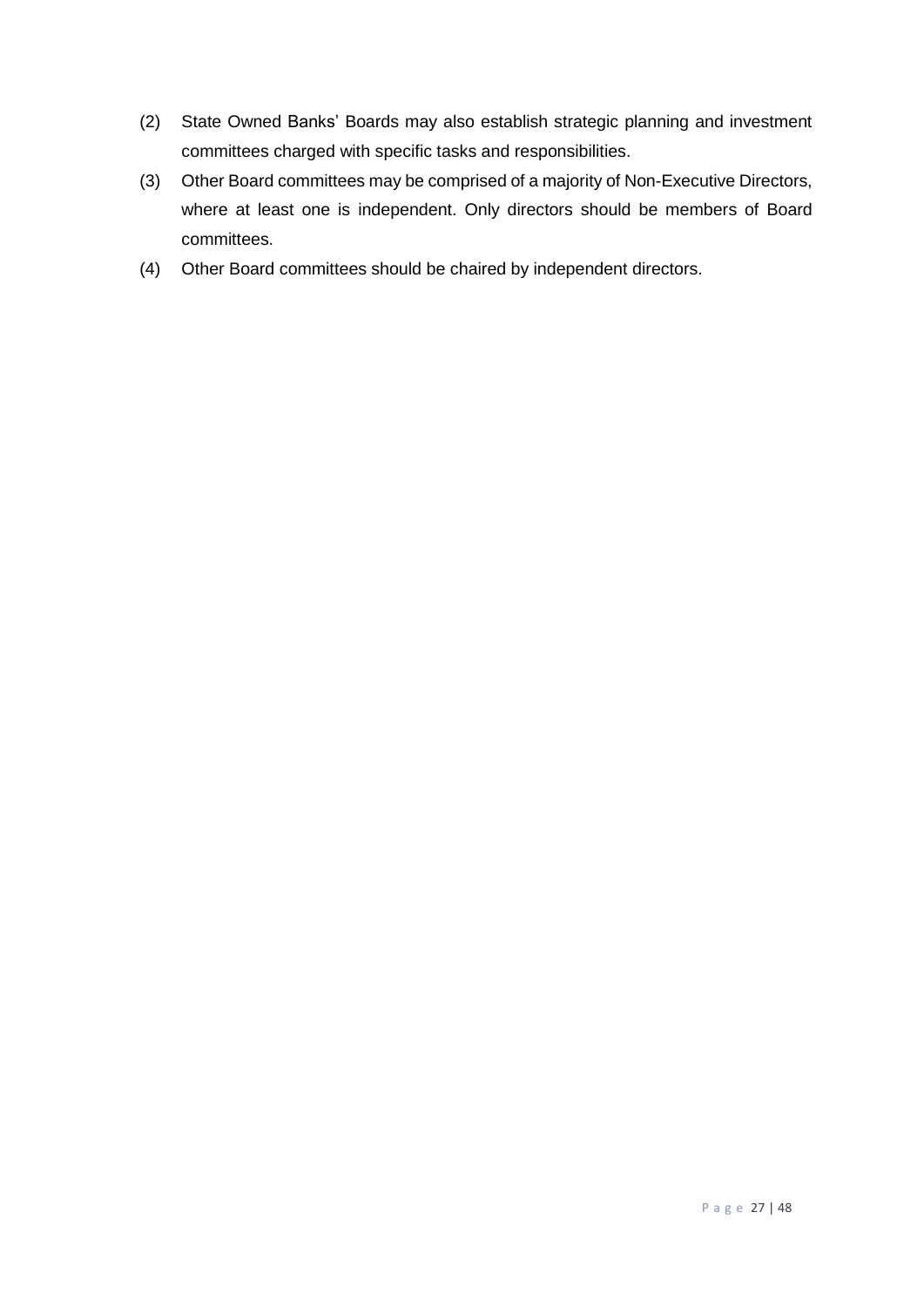(2) State Owned Banks' Boards may also establish strategic planning and investment committees charged with specific tasks and responsibilities.

(3) Other Board committees may be comprised of a majority of Non-Executive Directors, where at least one is independent. Only directors should be members of Board committees.

(4) Other Board committees should be chaired by independent directors.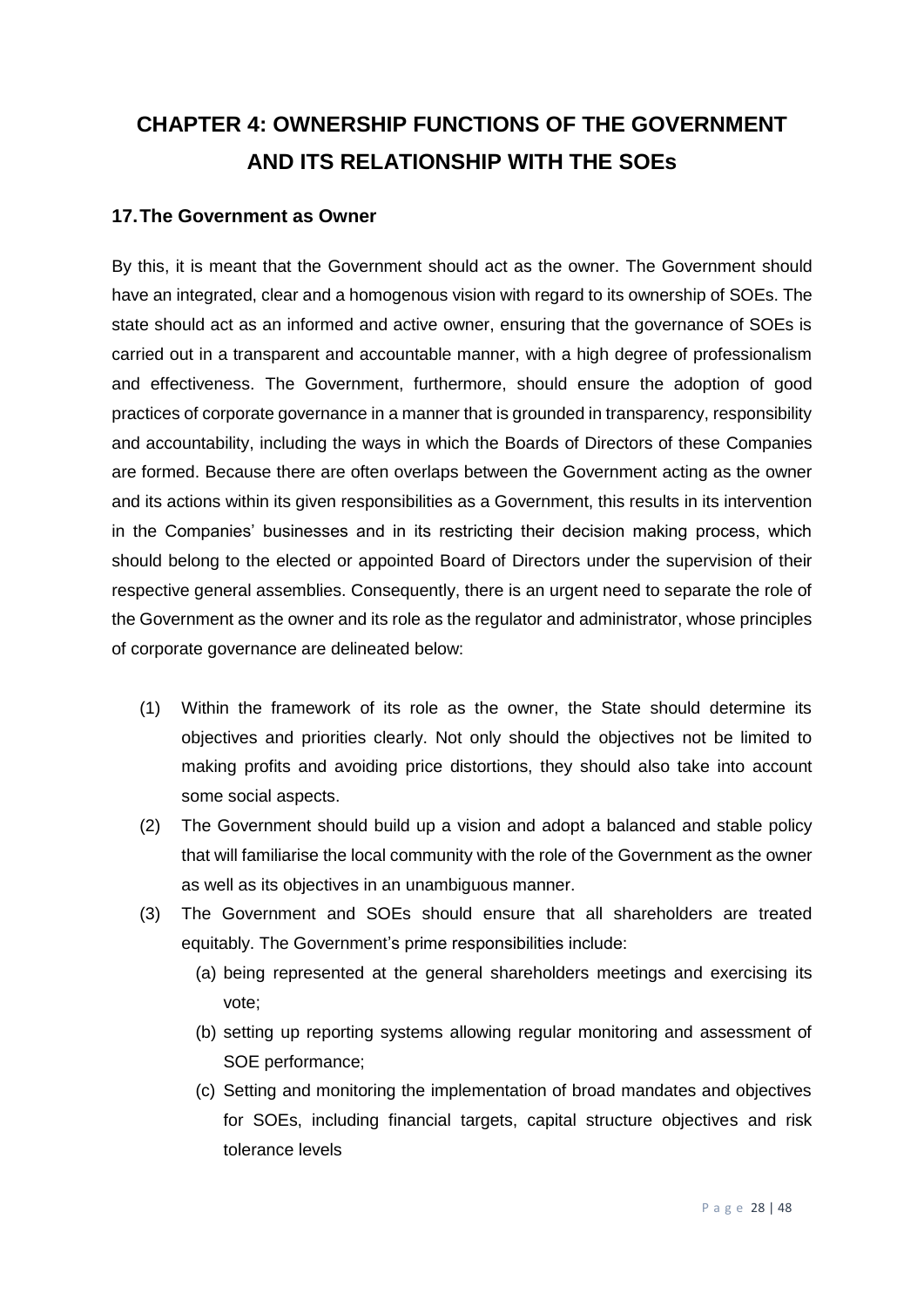# CHAPTER 4: OWNERSHIP FUNCTIONS OF THE GOVERNMENT AND ITS RELATIONSHIP WITH THE SOEs

## 17. The Government as Owner

By this, it is meant that the Government should act as the owner. The Government should have an integrated, clear and a homogenous vision with regard to its ownership of SOEs. The state should act as an informed and active owner, ensuring that the governance of SOEs is carried out in a transparent and accountable manner, with a high degree of professionalism and effectiveness. The Government, furthermore, should ensure the adoption of good practices of corporate governance in a manner that is grounded in transparency, responsibility and accountability, including the ways in which the Boards of Directors of these Companies are formed. Because there are often overlaps between the Government acting as the owner and its actions within its given responsibilities as a Government, this results in its intervention in the Companies' businesses and in its restricting their decision making process, which should belong to the elected or appointed Board of Directors under the supervision of their respective general assemblies. Consequently, there is an urgent need to separate the role of the Government as the owner and its role as the regulator and administrator, whose principles of corporate governance are delineated below:

(1) Within the framework of its role as the owner, the State should determine its objectives and priorities clearly. Not only should the objectives not be limited to making profits and avoiding price distortions, they should also take into account some social aspects.

(2) The Government should build up a vision and adopt a balanced and stable policy that will familiarise the local community with the role of the Government as the owner as well as its objectives in an unambiguous manner.

(3) The Government and SOEs should ensure that all shareholders are treated equitably. The Government's prime responsibilities include:

   (a) being represented at the general shareholders meetings and exercising its vote;

   (b) setting up reporting systems allowing regular monitoring and assessment of SOE performance;

   (c) Setting and monitoring the implementation of broad mandates and objectives for SOEs, including financial targets, capital structure objectives and risk tolerance levels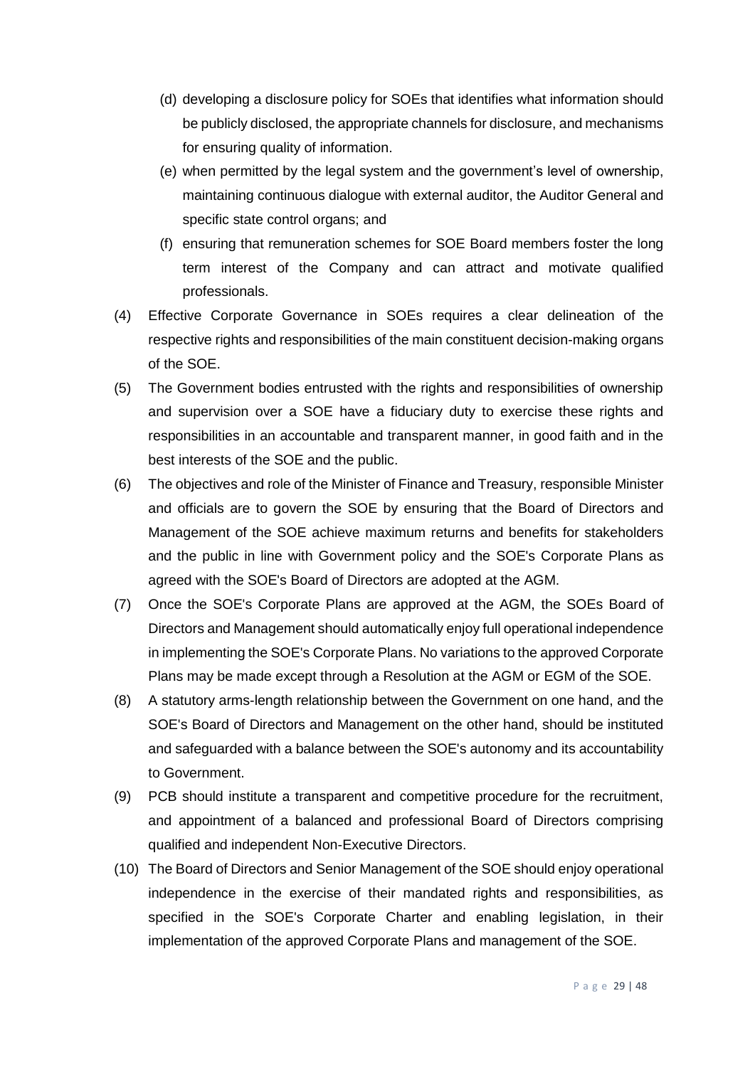(d) developing a disclosure policy for SOEs that identifies what information should be publicly disclosed, the appropriate channels for disclosure, and mechanisms for ensuring quality of information.

(e) when permitted by the legal system and the government's level of ownership, maintaining continuous dialogue with external auditor, the Auditor General and specific state control organs; and

(f) ensuring that remuneration schemes for SOE Board members foster the long term interest of the Company and can attract and motivate qualified professionals.

(4) Effective Corporate Governance in SOEs requires a clear delineation of the respective rights and responsibilities of the main constituent decision-making organs of the SOE.

(5) The Government bodies entrusted with the rights and responsibilities of ownership and supervision over a SOE have a fiduciary duty to exercise these rights and responsibilities in an accountable and transparent manner, in good faith and in the best interests of the SOE and the public.

(6) The objectives and role of the Minister of Finance and Treasury, responsible Minister and officials are to govern the SOE by ensuring that the Board of Directors and Management of the SOE achieve maximum returns and benefits for stakeholders and the public in line with Government policy and the SOE's Corporate Plans as agreed with the SOE's Board of Directors are adopted at the AGM.

(7) Once the SOE's Corporate Plans are approved at the AGM, the SOEs Board of Directors and Management should automatically enjoy full operational independence in implementing the SOE's Corporate Plans. No variations to the approved Corporate Plans may be made except through a Resolution at the AGM or EGM of the SOE.

(8) A statutory arms-length relationship between the Government on one hand, and the SOE's Board of Directors and Management on the other hand, should be instituted and safeguarded with a balance between the SOE's autonomy and its accountability to Government.

(9) PCB should institute a transparent and competitive procedure for the recruitment, and appointment of a balanced and professional Board of Directors comprising qualified and independent Non-Executive Directors.

(10) The Board of Directors and Senior Management of the SOE should enjoy operational independence in the exercise of their mandated rights and responsibilities, as specified in the SOE's Corporate Charter and enabling legislation, in their implementation of the approved Corporate Plans and management of the SOE.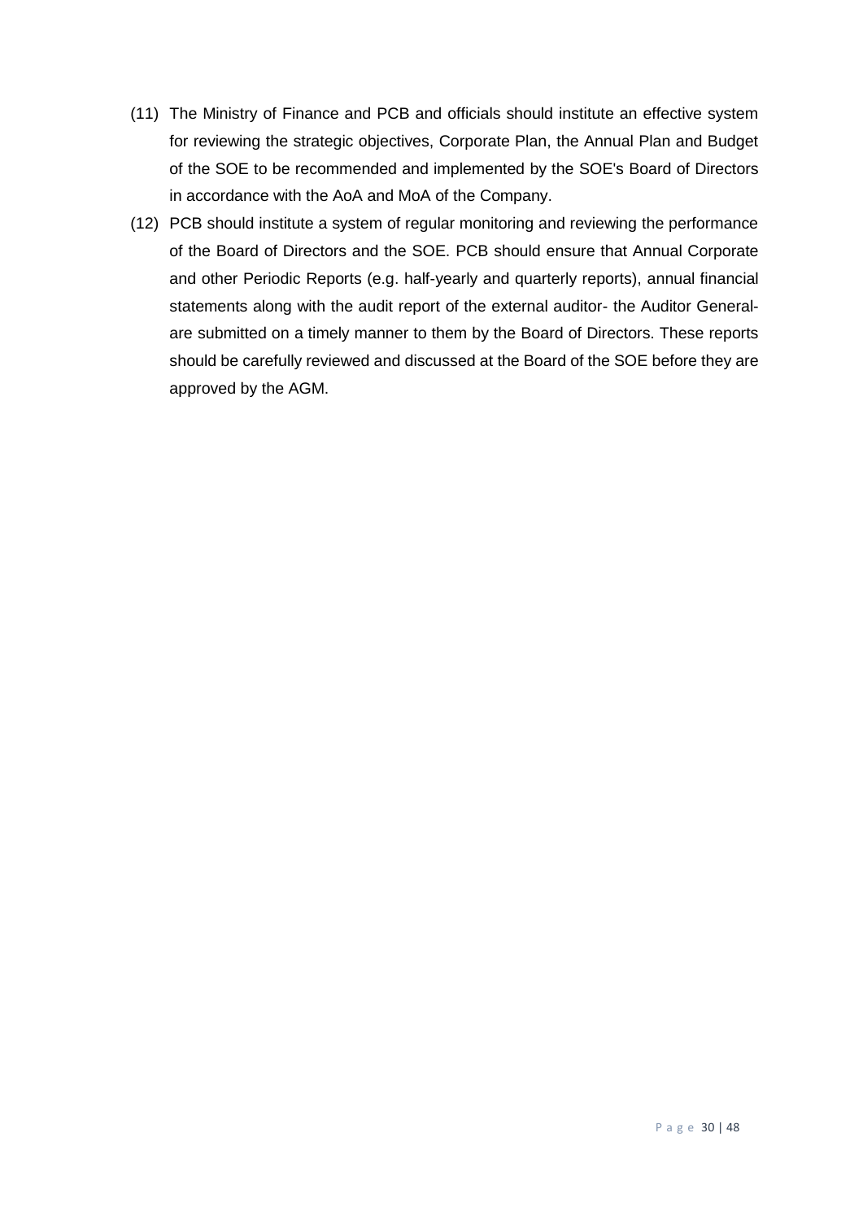(11) The Ministry of Finance and PCB and officials should institute an effective system for reviewing the strategic objectives, Corporate Plan, the Annual Plan and Budget of the SOE to be recommended and implemented by the SOE's Board of Directors in accordance with the AoA and MoA of the Company.

(12) PCB should institute a system of regular monitoring and reviewing the performance of the Board of Directors and the SOE. PCB should ensure that Annual Corporate and other Periodic Reports (e.g. half-yearly and quarterly reports), annual financial statements along with the audit report of the external auditor- the Auditor General- are submitted on a timely manner to them by the Board of Directors. These reports should be carefully reviewed and discussed at the Board of the SOE before they are approved by the AGM.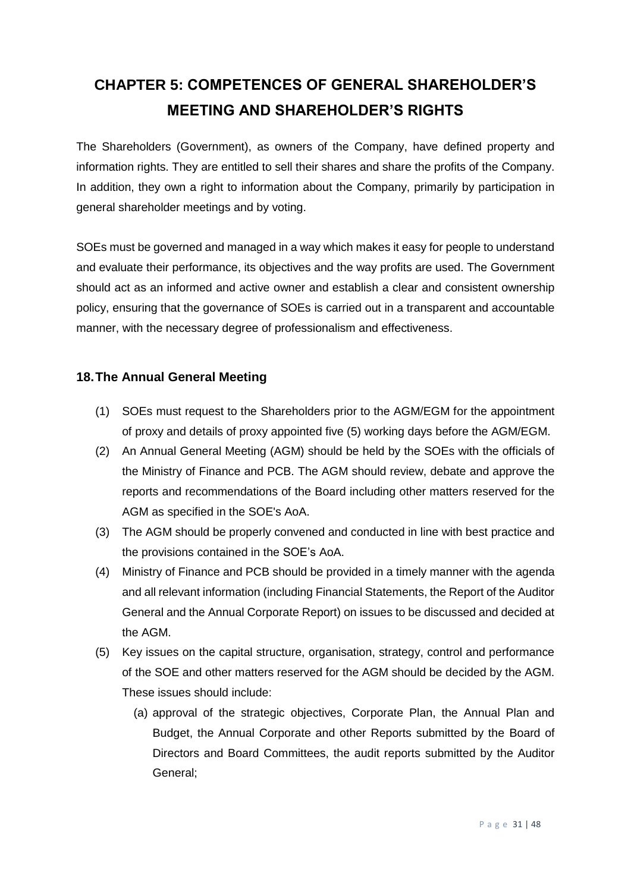# CHAPTER 5: COMPETENCES OF GENERAL SHAREHOLDER'S MEETING AND SHAREHOLDER'S RIGHTS

The Shareholders (Government), as owners of the Company, have defined property and information rights. They are entitled to sell their shares and share the profits of the Company. In addition, they own a right to information about the Company, primarily by participation in general shareholder meetings and by voting.

SOEs must be governed and managed in a way which makes it easy for people to understand and evaluate their performance, its objectives and the way profits are used. The Government should act as an informed and active owner and establish a clear and consistent ownership policy, ensuring that the governance of SOEs is carried out in a transparent and accountable manner, with the necessary degree of professionalism and effectiveness.

## 18. The Annual General Meeting

(1) SOEs must request to the Shareholders prior to the AGM/EGM for the appointment of proxy and details of proxy appointed five (5) working days before the AGM/EGM.

(2) An Annual General Meeting (AGM) should be held by the SOEs with the officials of the Ministry of Finance and PCB. The AGM should review, debate and approve the reports and recommendations of the Board including other matters reserved for the AGM as specified in the SOE's AoA.

(3) The AGM should be properly convened and conducted in line with best practice and the provisions contained in the SOE's AoA.

(4) Ministry of Finance and PCB should be provided in a timely manner with the agenda and all relevant information (including Financial Statements, the Report of the Auditor General and the Annual Corporate Report) on issues to be discussed and decided at the AGM.

(5) Key issues on the capital structure, organisation, strategy, control and performance of the SOE and other matters reserved for the AGM should be decided by the AGM. These issues should include:

   (a) approval of the strategic objectives, Corporate Plan, the Annual Plan and Budget, the Annual Corporate and other Reports submitted by the Board of Directors and Board Committees, the audit reports submitted by the Auditor General;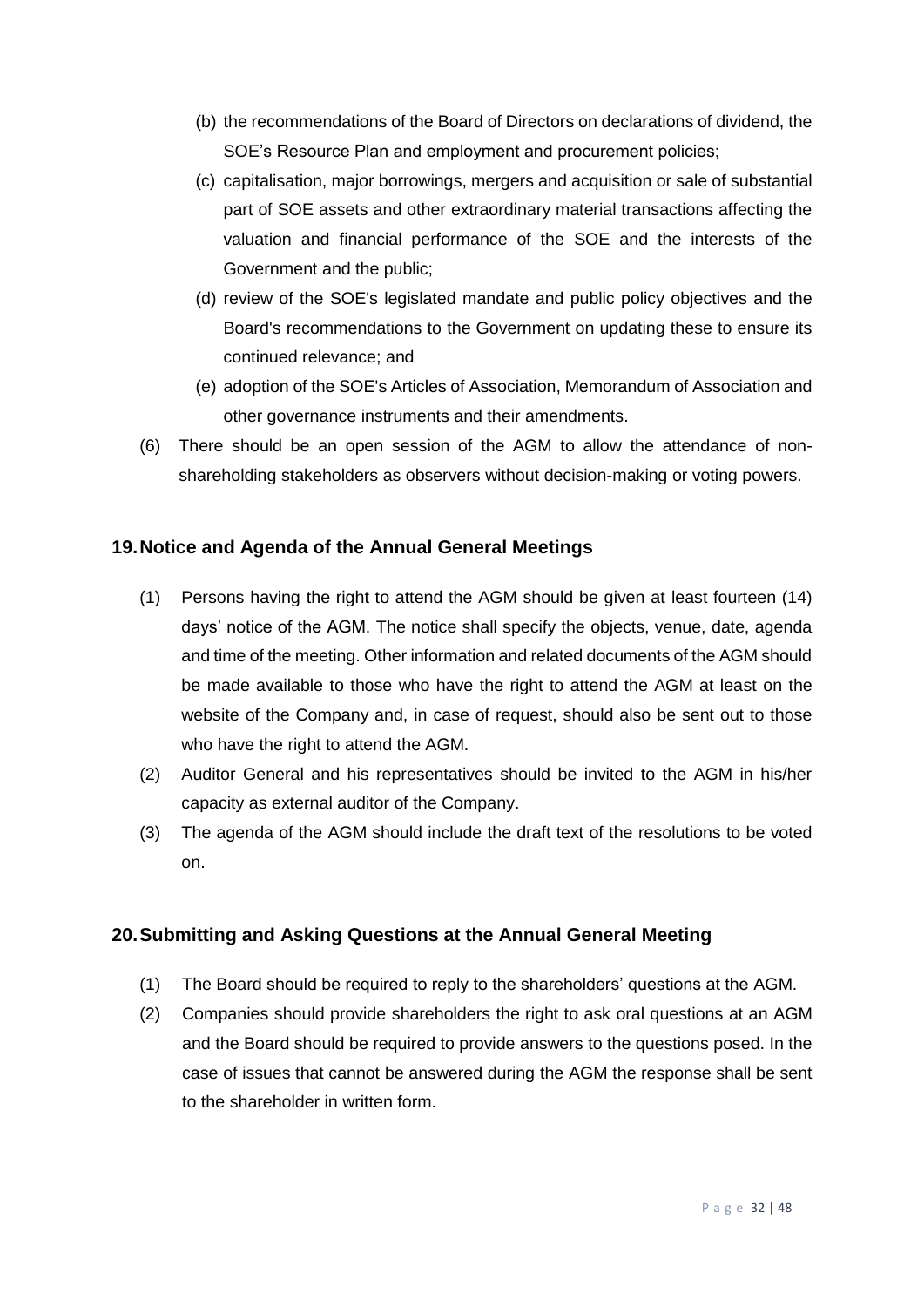(b) the recommendations of the Board of Directors on declarations of dividend, the SOE's Resource Plan and employment and procurement policies;

(c) capitalisation, major borrowings, mergers and acquisition or sale of substantial part of SOE assets and other extraordinary material transactions affecting the valuation and financial performance of the SOE and the interests of the Government and the public;

(d) review of the SOE's legislated mandate and public policy objectives and the Board's recommendations to the Government on updating these to ensure its continued relevance; and

(e) adoption of the SOE's Articles of Association, Memorandum of Association and other governance instruments and their amendments.

(6) There should be an open session of the AGM to allow the attendance of non-shareholding stakeholders as observers without decision-making or voting powers.

## 19. Notice and Agenda of the Annual General Meetings

(1) Persons having the right to attend the AGM should be given at least fourteen (14) days' notice of the AGM. The notice shall specify the objects, venue, date, agenda and time of the meeting. Other information and related documents of the AGM should be made available to those who have the right to attend the AGM at least on the website of the Company and, in case of request, should also be sent out to those who have the right to attend the AGM.

(2) Auditor General and his representatives should be invited to the AGM in his/her capacity as external auditor of the Company.

(3) The agenda of the AGM should include the draft text of the resolutions to be voted on.

## 20. Submitting and Asking Questions at the Annual General Meeting

(1) The Board should be required to reply to the shareholders' questions at the AGM.

(2) Companies should provide shareholders the right to ask oral questions at an AGM and the Board should be required to provide answers to the questions posed. In the case of issues that cannot be answered during the AGM the response shall be sent to the shareholder in written form.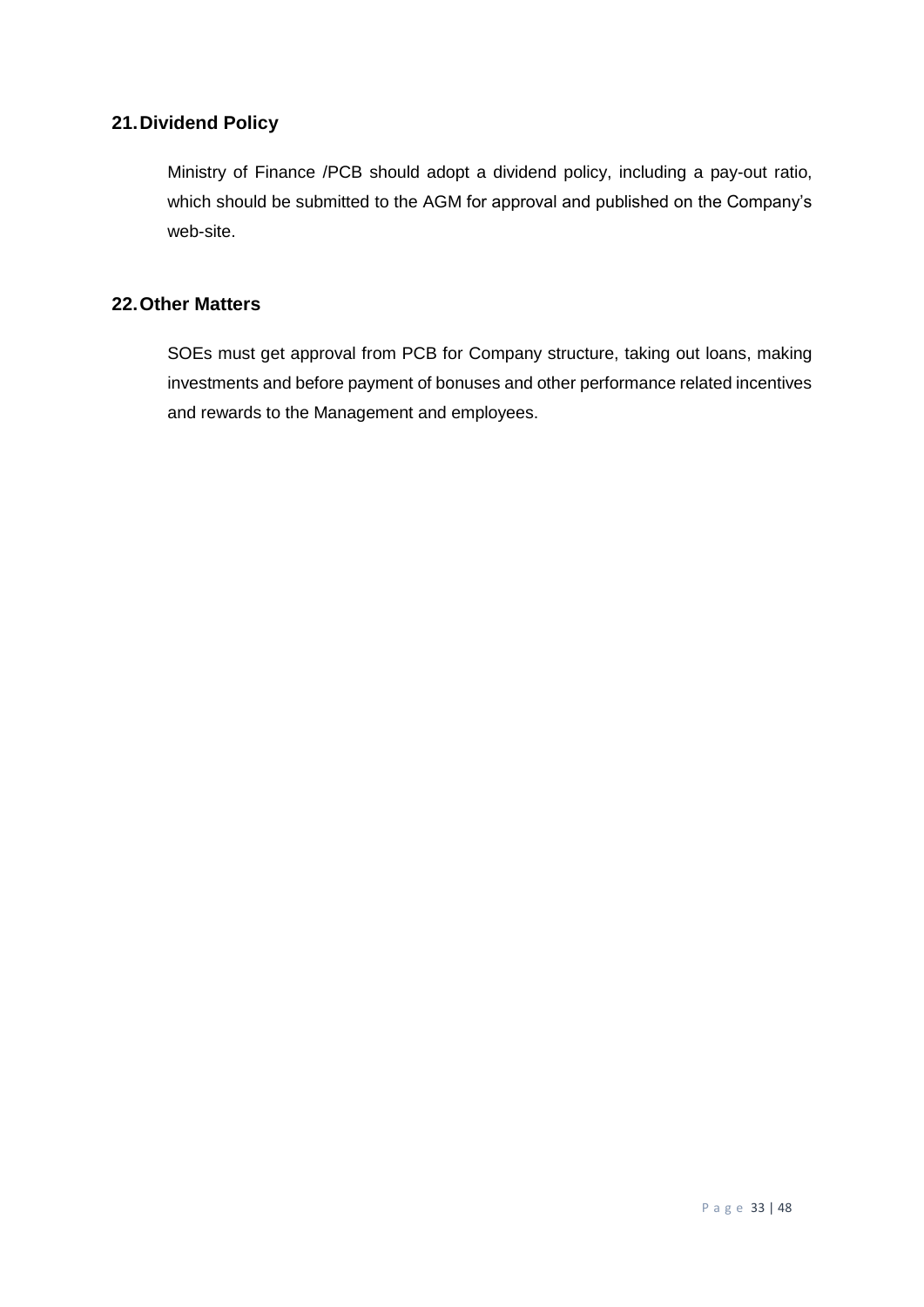## 21. Dividend Policy

Ministry of Finance /PCB should adopt a dividend policy, including a pay-out ratio, which should be submitted to the AGM for approval and published on the Company's web-site.

## 22. Other Matters

SOEs must get approval from PCB for Company structure, taking out loans, making investments and before payment of bonuses and other performance related incentives and rewards to the Management and employees.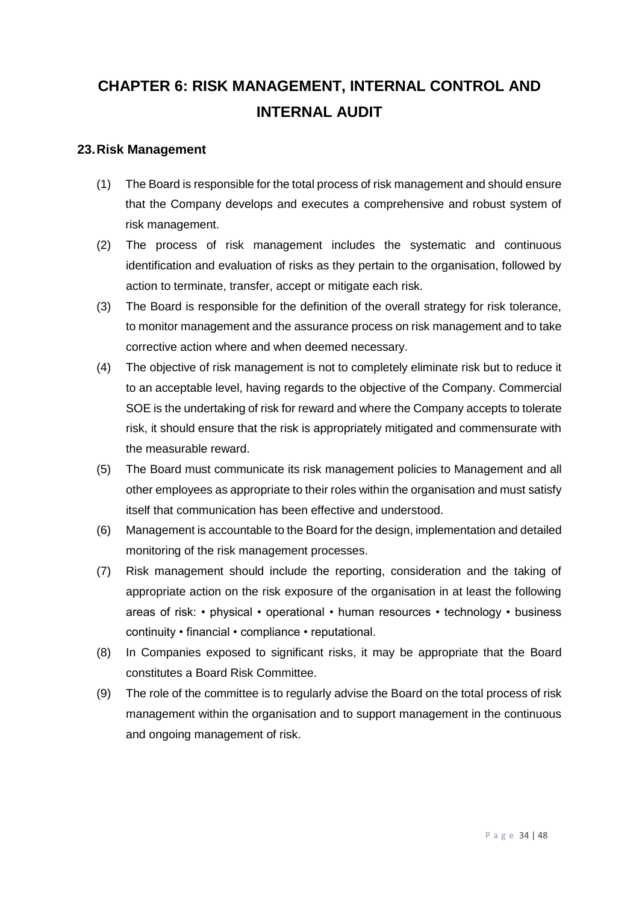# CHAPTER 6: RISK MANAGEMENT, INTERNAL CONTROL AND INTERNAL AUDIT

## 23. Risk Management

(1) The Board is responsible for the total process of risk management and should ensure that the Company develops and executes a comprehensive and robust system of risk management.

(2) The process of risk management includes the systematic and continuous identification and evaluation of risks as they pertain to the organisation, followed by action to terminate, transfer, accept or mitigate each risk.

(3) The Board is responsible for the definition of the overall strategy for risk tolerance, to monitor management and the assurance process on risk management and to take corrective action where and when deemed necessary.

(4) The objective of risk management is not to completely eliminate risk but to reduce it to an acceptable level, having regards to the objective of the Company. Commercial SOE is the undertaking of risk for reward and where the Company accepts to tolerate risk, it should ensure that the risk is appropriately mitigated and commensurate with the measurable reward.

(5) The Board must communicate its risk management policies to Management and all other employees as appropriate to their roles within the organisation and must satisfy itself that communication has been effective and understood.

(6) Management is accountable to the Board for the design, implementation and detailed monitoring of the risk management processes.

(7) Risk management should include the reporting, consideration and the taking of appropriate action on the risk exposure of the organisation in at least the following areas of risk: • physical • operational • human resources • technology • business continuity • financial • compliance • reputational.

(8) In Companies exposed to significant risks, it may be appropriate that the Board constitutes a Board Risk Committee.

(9) The role of the committee is to regularly advise the Board on the total process of risk management within the organisation and to support management in the continuous and ongoing management of risk.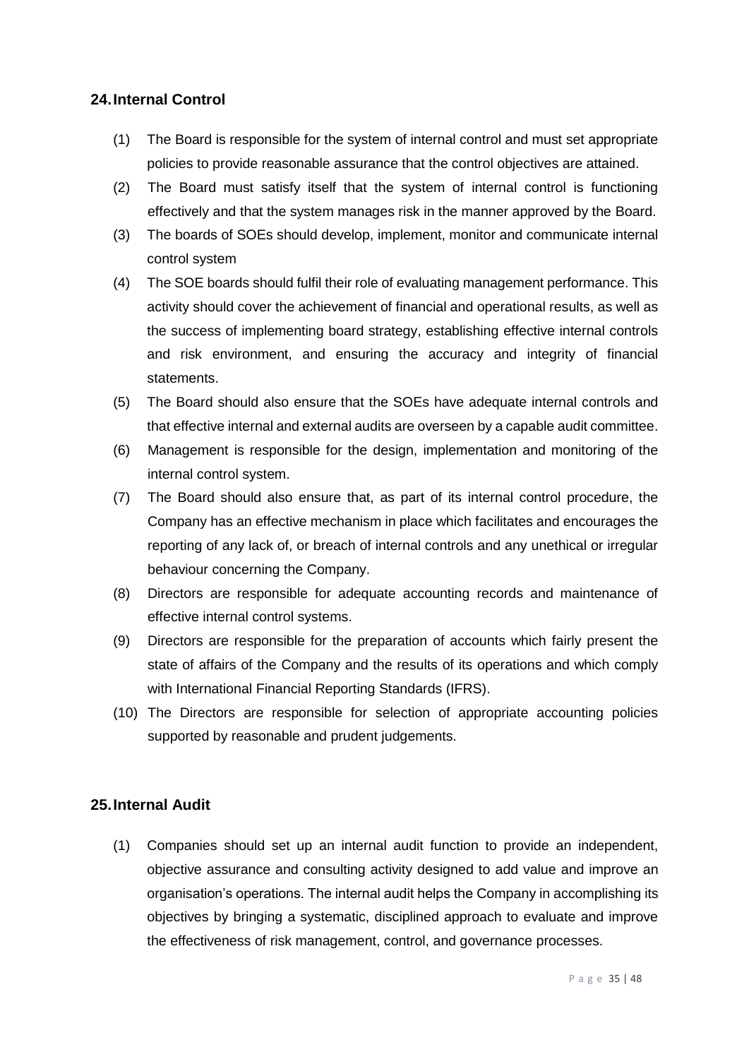## 24. Internal Control

(1) The Board is responsible for the system of internal control and must set appropriate policies to provide reasonable assurance that the control objectives are attained.

(2) The Board must satisfy itself that the system of internal control is functioning effectively and that the system manages risk in the manner approved by the Board.

(3) The boards of SOEs should develop, implement, monitor and communicate internal control system

(4) The SOE boards should fulfil their role of evaluating management performance. This activity should cover the achievement of financial and operational results, as well as the success of implementing board strategy, establishing effective internal controls and risk environment, and ensuring the accuracy and integrity of financial statements.

(5) The Board should also ensure that the SOEs have adequate internal controls and that effective internal and external audits are overseen by a capable audit committee.

(6) Management is responsible for the design, implementation and monitoring of the internal control system.

(7) The Board should also ensure that, as part of its internal control procedure, the Company has an effective mechanism in place which facilitates and encourages the reporting of any lack of, or breach of internal controls and any unethical or irregular behaviour concerning the Company.

(8) Directors are responsible for adequate accounting records and maintenance of effective internal control systems.

(9) Directors are responsible for the preparation of accounts which fairly present the state of affairs of the Company and the results of its operations and which comply with International Financial Reporting Standards (IFRS).

(10) The Directors are responsible for selection of appropriate accounting policies supported by reasonable and prudent judgements.

## 25. Internal Audit

(1) Companies should set up an internal audit function to provide an independent, objective assurance and consulting activity designed to add value and improve an organisation's operations. The internal audit helps the Company in accomplishing its objectives by bringing a systematic, disciplined approach to evaluate and improve the effectiveness of risk management, control, and governance processes.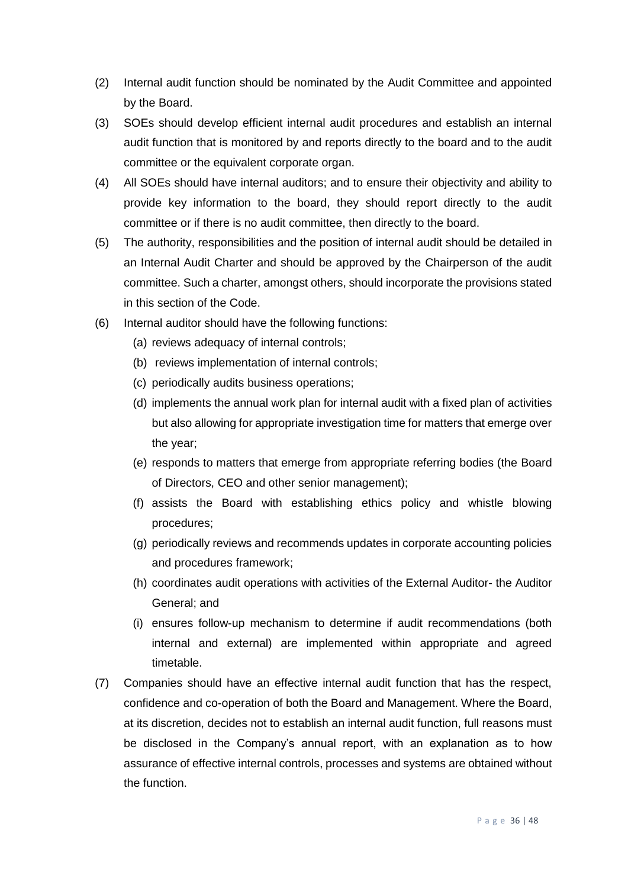(2) Internal audit function should be nominated by the Audit Committee and appointed by the Board.

(3) SOEs should develop efficient internal audit procedures and establish an internal audit function that is monitored by and reports directly to the board and to the audit committee or the equivalent corporate organ.

(4) All SOEs should have internal auditors; and to ensure their objectivity and ability to provide key information to the board, they should report directly to the audit committee or if there is no audit committee, then directly to the board.

(5) The authority, responsibilities and the position of internal audit should be detailed in an Internal Audit Charter and should be approved by the Chairperson of the audit committee. Such a charter, amongst others, should incorporate the provisions stated in this section of the Code.

(6) Internal auditor should have the following functions:

  (a) reviews adequacy of internal controls;
  
  (b) reviews implementation of internal controls;
  
  (c) periodically audits business operations;
  
  (d) implements the annual work plan for internal audit with a fixed plan of activities but also allowing for appropriate investigation time for matters that emerge over the year;
  
  (e) responds to matters that emerge from appropriate referring bodies (the Board of Directors, CEO and other senior management);
  
  (f) assists the Board with establishing ethics policy and whistle blowing procedures;
  
  (g) periodically reviews and recommends updates in corporate accounting policies and procedures framework;
  
  (h) coordinates audit operations with activities of the External Auditor- the Auditor General; and
  
  (i) ensures follow-up mechanism to determine if audit recommendations (both internal and external) are implemented within appropriate and agreed timetable.

(7) Companies should have an effective internal audit function that has the respect, confidence and co-operation of both the Board and Management. Where the Board, at its discretion, decides not to establish an internal audit function, full reasons must be disclosed in the Company's annual report, with an explanation as to how assurance of effective internal controls, processes and systems are obtained without the function.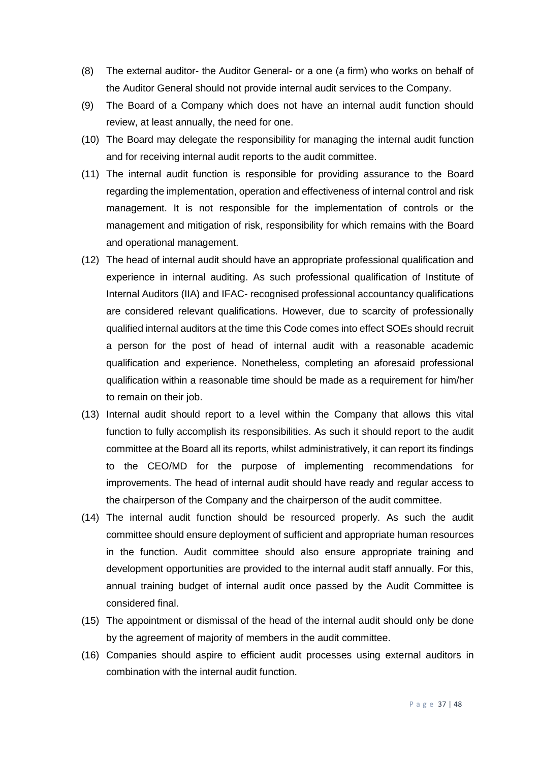(8) The external auditor- the Auditor General- or a one (a firm) who works on behalf of the Auditor General should not provide internal audit services to the Company.

(9) The Board of a Company which does not have an internal audit function should review, at least annually, the need for one.

(10) The Board may delegate the responsibility for managing the internal audit function and for receiving internal audit reports to the audit committee.

(11) The internal audit function is responsible for providing assurance to the Board regarding the implementation, operation and effectiveness of internal control and risk management. It is not responsible for the implementation of controls or the management and mitigation of risk, responsibility for which remains with the Board and operational management.

(12) The head of internal audit should have an appropriate professional qualification and experience in internal auditing. As such professional qualification of Institute of Internal Auditors (IIA) and IFAC- recognised professional accountancy qualifications are considered relevant qualifications. However, due to scarcity of professionally qualified internal auditors at the time this Code comes into effect SOEs should recruit a person for the post of head of internal audit with a reasonable academic qualification and experience. Nonetheless, completing an aforesaid professional qualification within a reasonable time should be made as a requirement for him/her to remain on their job.

(13) Internal audit should report to a level within the Company that allows this vital function to fully accomplish its responsibilities. As such it should report to the audit committee at the Board all its reports, whilst administratively, it can report its findings to the CEO/MD for the purpose of implementing recommendations for improvements. The head of internal audit should have ready and regular access to the chairperson of the Company and the chairperson of the audit committee.

(14) The internal audit function should be resourced properly. As such the audit committee should ensure deployment of sufficient and appropriate human resources in the function. Audit committee should also ensure appropriate training and development opportunities are provided to the internal audit staff annually. For this, annual training budget of internal audit once passed by the Audit Committee is considered final.

(15) The appointment or dismissal of the head of the internal audit should only be done by the agreement of majority of members in the audit committee.

(16) Companies should aspire to efficient audit processes using external auditors in combination with the internal audit function.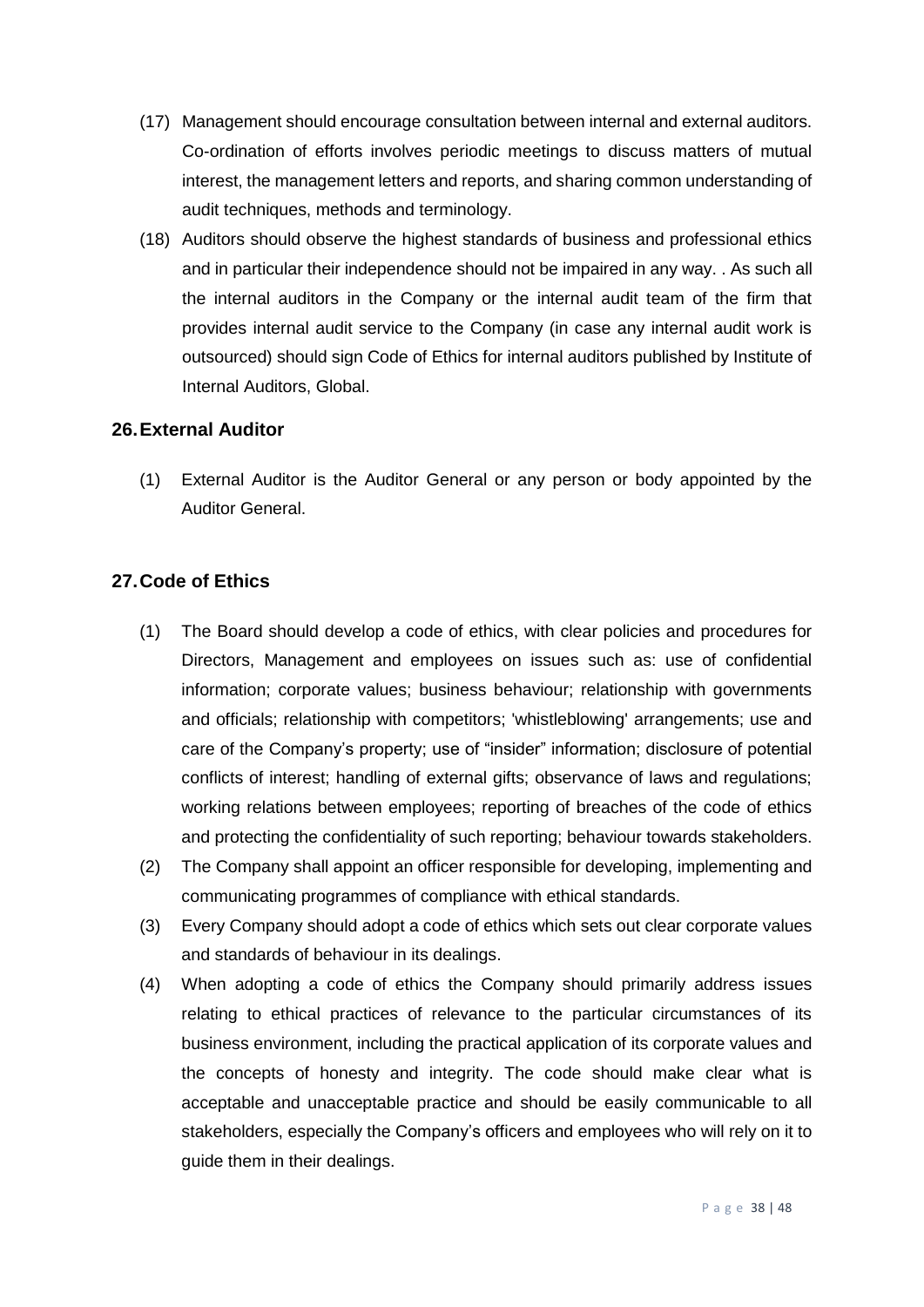(17) Management should encourage consultation between internal and external auditors. Co-ordination of efforts involves periodic meetings to discuss matters of mutual interest, the management letters and reports, and sharing common understanding of audit techniques, methods and terminology.

(18) Auditors should observe the highest standards of business and professional ethics and in particular their independence should not be impaired in any way. . As such all the internal auditors in the Company or the internal audit team of the firm that provides internal audit service to the Company (in case any internal audit work is outsourced) should sign Code of Ethics for internal auditors published by Institute of Internal Auditors, Global.

## 26. External Auditor

(1) External Auditor is the Auditor General or any person or body appointed by the Auditor General.

## 27. Code of Ethics

(1) The Board should develop a code of ethics, with clear policies and procedures for Directors, Management and employees on issues such as: use of confidential information; corporate values; business behaviour; relationship with governments and officials; relationship with competitors; 'whistleblowing' arrangements; use and care of the Company's property; use of "insider" information; disclosure of potential conflicts of interest; handling of external gifts; observance of laws and regulations; working relations between employees; reporting of breaches of the code of ethics and protecting the confidentiality of such reporting; behaviour towards stakeholders.

(2) The Company shall appoint an officer responsible for developing, implementing and communicating programmes of compliance with ethical standards.

(3) Every Company should adopt a code of ethics which sets out clear corporate values and standards of behaviour in its dealings.

(4) When adopting a code of ethics the Company should primarily address issues relating to ethical practices of relevance to the particular circumstances of its business environment, including the practical application of its corporate values and the concepts of honesty and integrity. The code should make clear what is acceptable and unacceptable practice and should be easily communicable to all stakeholders, especially the Company's officers and employees who will rely on it to guide them in their dealings.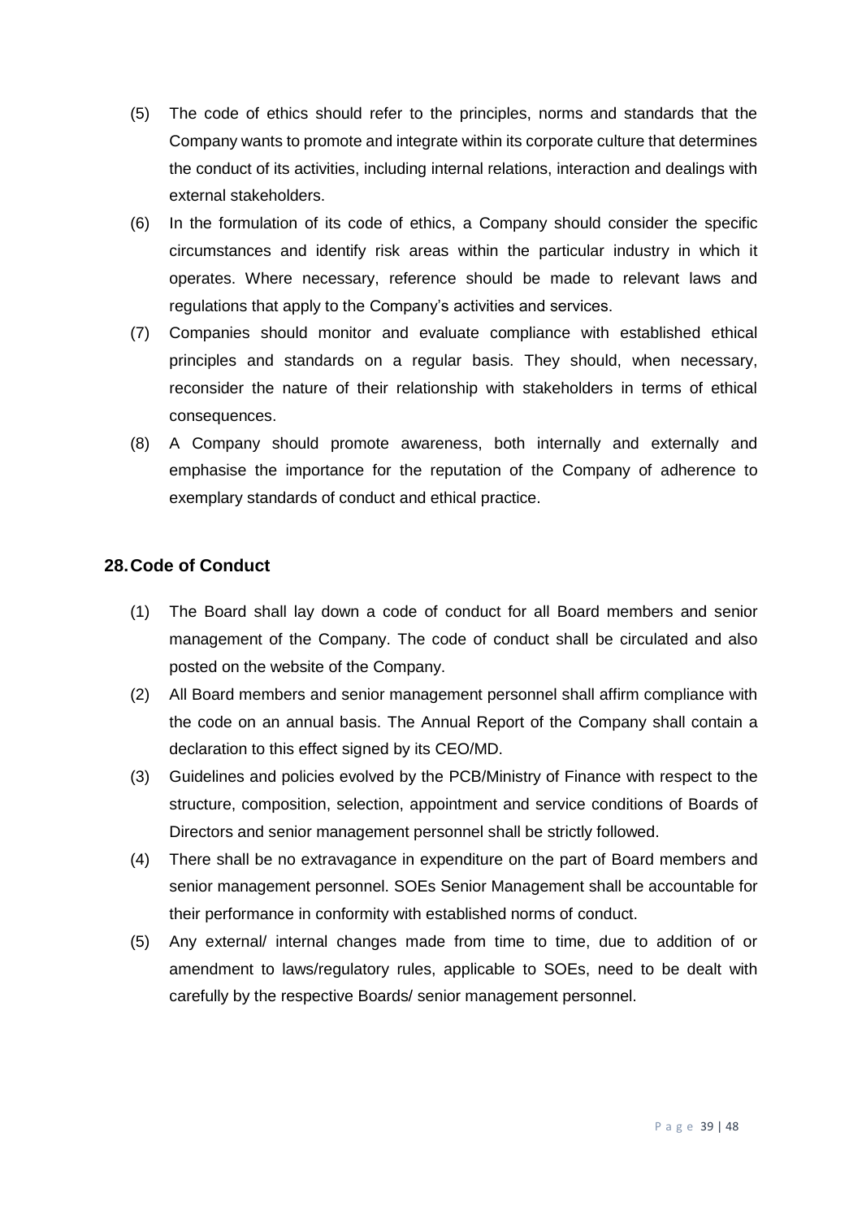(5) The code of ethics should refer to the principles, norms and standards that the Company wants to promote and integrate within its corporate culture that determines the conduct of its activities, including internal relations, interaction and dealings with external stakeholders.

(6) In the formulation of its code of ethics, a Company should consider the specific circumstances and identify risk areas within the particular industry in which it operates. Where necessary, reference should be made to relevant laws and regulations that apply to the Company's activities and services.

(7) Companies should monitor and evaluate compliance with established ethical principles and standards on a regular basis. They should, when necessary, reconsider the nature of their relationship with stakeholders in terms of ethical consequences.

(8) A Company should promote awareness, both internally and externally and emphasise the importance for the reputation of the Company of adherence to exemplary standards of conduct and ethical practice.

## 28. Code of Conduct

(1) The Board shall lay down a code of conduct for all Board members and senior management of the Company. The code of conduct shall be circulated and also posted on the website of the Company.

(2) All Board members and senior management personnel shall affirm compliance with the code on an annual basis. The Annual Report of the Company shall contain a declaration to this effect signed by its CEO/MD.

(3) Guidelines and policies evolved by the PCB/Ministry of Finance with respect to the structure, composition, selection, appointment and service conditions of Boards of Directors and senior management personnel shall be strictly followed.

(4) There shall be no extravagance in expenditure on the part of Board members and senior management personnel. SOEs Senior Management shall be accountable for their performance in conformity with established norms of conduct.

(5) Any external/ internal changes made from time to time, due to addition of or amendment to laws/regulatory rules, applicable to SOEs, need to be dealt with carefully by the respective Boards/ senior management personnel.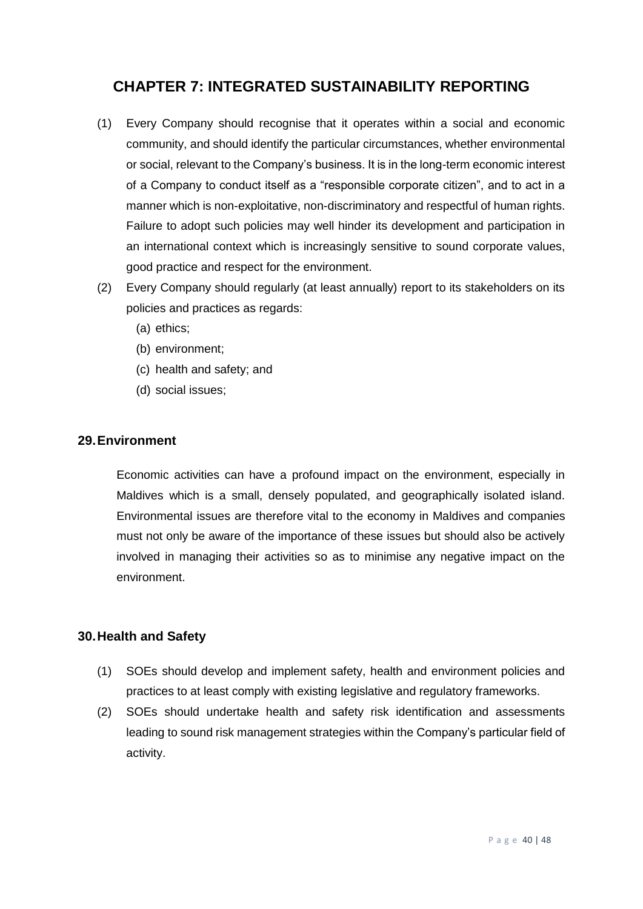# CHAPTER 7: INTEGRATED SUSTAINABILITY REPORTING

(1) Every Company should recognise that it operates within a social and economic community, and should identify the particular circumstances, whether environmental or social, relevant to the Company's business. It is in the long-term economic interest of a Company to conduct itself as a "responsible corporate citizen", and to act in a manner which is non-exploitative, non-discriminatory and respectful of human rights. Failure to adopt such policies may well hinder its development and participation in an international context which is increasingly sensitive to sound corporate values, good practice and respect for the environment.

(2) Every Company should regularly (at least annually) report to its stakeholders on its policies and practices as regards:

   (a) ethics;

   (b) environment;

   (c) health and safety; and

   (d) social issues;

## 29. Environment

Economic activities can have a profound impact on the environment, especially in Maldives which is a small, densely populated, and geographically isolated island. Environmental issues are therefore vital to the economy in Maldives and companies must not only be aware of the importance of these issues but should also be actively involved in managing their activities so as to minimise any negative impact on the environment.

## 30. Health and Safety

(1) SOEs should develop and implement safety, health and environment policies and practices to at least comply with existing legislative and regulatory frameworks.

(2) SOEs should undertake health and safety risk identification and assessments leading to sound risk management strategies within the Company's particular field of activity.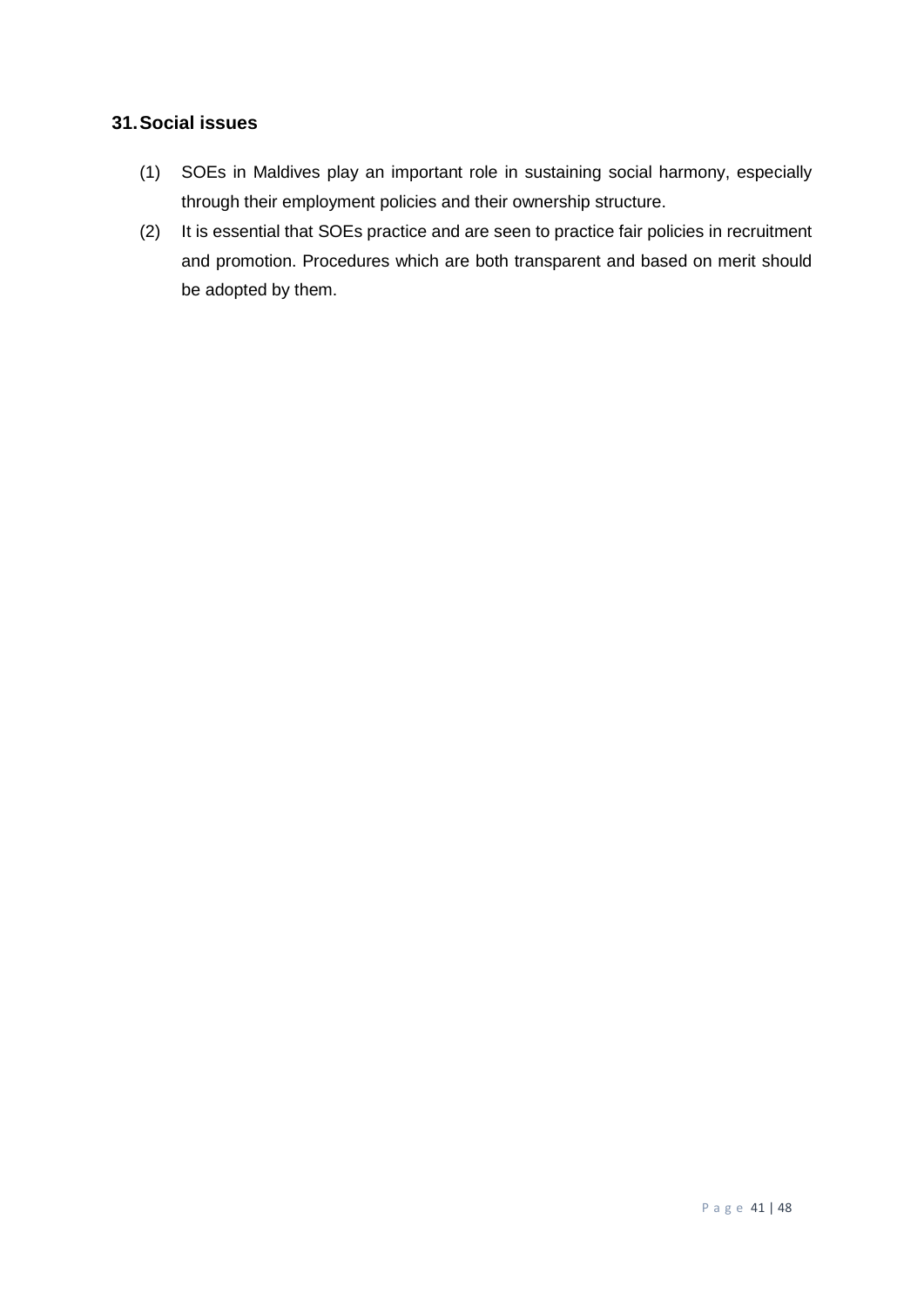## 31. Social issues

(1) SOEs in Maldives play an important role in sustaining social harmony, especially through their employment policies and their ownership structure.

(2) It is essential that SOEs practice and are seen to practice fair policies in recruitment and promotion. Procedures which are both transparent and based on merit should be adopted by them.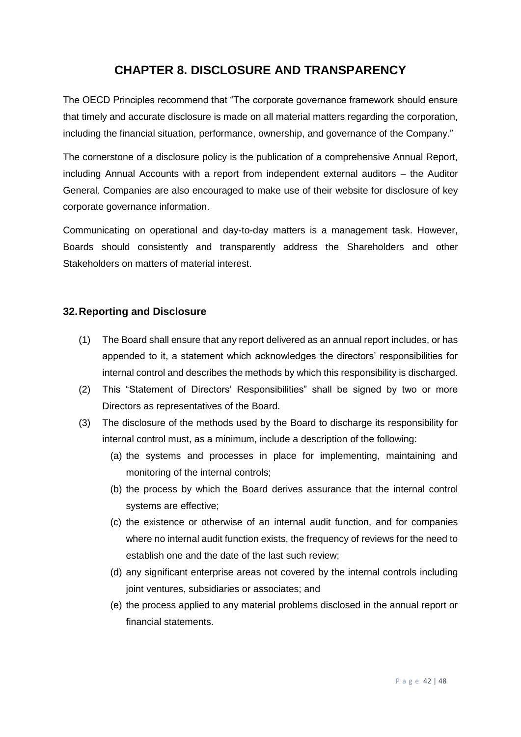# CHAPTER 8. DISCLOSURE AND TRANSPARENCY

The OECD Principles recommend that "The corporate governance framework should ensure that timely and accurate disclosure is made on all material matters regarding the corporation, including the financial situation, performance, ownership, and governance of the Company."

The cornerstone of a disclosure policy is the publication of a comprehensive Annual Report, including Annual Accounts with a report from independent external auditors – the Auditor General. Companies are also encouraged to make use of their website for disclosure of key corporate governance information.

Communicating on operational and day-to-day matters is a management task. However, Boards should consistently and transparently address the Shareholders and other Stakeholders on matters of material interest.

## 32. Reporting and Disclosure

(1) The Board shall ensure that any report delivered as an annual report includes, or has appended to it, a statement which acknowledges the directors' responsibilities for internal control and describes the methods by which this responsibility is discharged.

(2) This "Statement of Directors' Responsibilities" shall be signed by two or more Directors as representatives of the Board.

(3) The disclosure of the methods used by the Board to discharge its responsibility for internal control must, as a minimum, include a description of the following:

   (a) the systems and processes in place for implementing, maintaining and monitoring of the internal controls;

   (b) the process by which the Board derives assurance that the internal control systems are effective;

   (c) the existence or otherwise of an internal audit function, and for companies where no internal audit function exists, the frequency of reviews for the need to establish one and the date of the last such review;

   (d) any significant enterprise areas not covered by the internal controls including joint ventures, subsidiaries or associates; and

   (e) the process applied to any material problems disclosed in the annual report or financial statements.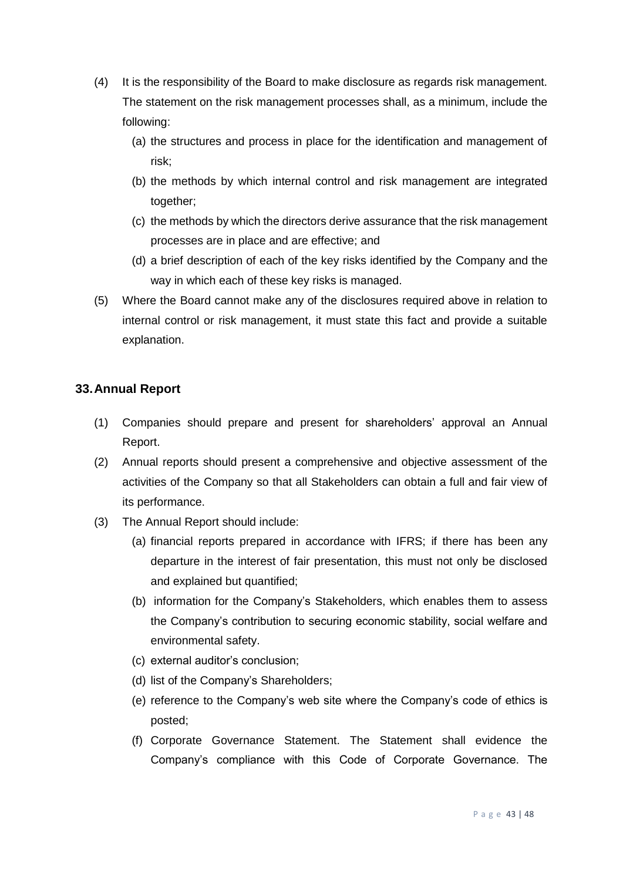(4) It is the responsibility of the Board to make disclosure as regards risk management. The statement on the risk management processes shall, as a minimum, include the following:

   (a) the structures and process in place for the identification and management of risk;

   (b) the methods by which internal control and risk management are integrated together;

   (c) the methods by which the directors derive assurance that the risk management processes are in place and are effective; and

   (d) a brief description of each of the key risks identified by the Company and the way in which each of these key risks is managed.

(5) Where the Board cannot make any of the disclosures required above in relation to internal control or risk management, it must state this fact and provide a suitable explanation.

## 33. Annual Report

(1) Companies should prepare and present for shareholders' approval an Annual Report.

(2) Annual reports should present a comprehensive and objective assessment of the activities of the Company so that all Stakeholders can obtain a full and fair view of its performance.

(3) The Annual Report should include:

   (a) financial reports prepared in accordance with IFRS; if there has been any departure in the interest of fair presentation, this must not only be disclosed and explained but quantified;

   (b) information for the Company's Stakeholders, which enables them to assess the Company's contribution to securing economic stability, social welfare and environmental safety.

   (c) external auditor's conclusion;

   (d) list of the Company's Shareholders;

   (e) reference to the Company's web site where the Company's code of ethics is posted;

   (f) Corporate Governance Statement. The Statement shall evidence the Company's compliance with this Code of Corporate Governance. The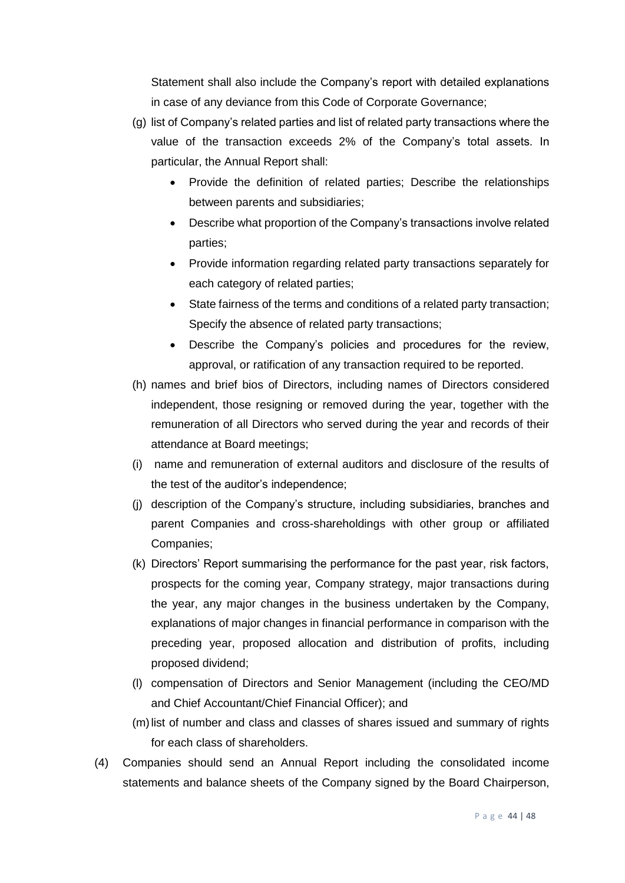Statement shall also include the Company's report with detailed explanations in case of any deviance from this Code of Corporate Governance;

(g) list of Company's related parties and list of related party transactions where the value of the transaction exceeds 2% of the Company's total assets. In particular, the Annual Report shall:

- Provide the definition of related parties; Describe the relationships between parents and subsidiaries;
- Describe what proportion of the Company's transactions involve related parties;
- Provide information regarding related party transactions separately for each category of related parties;
- State fairness of the terms and conditions of a related party transaction; Specify the absence of related party transactions;
- Describe the Company's policies and procedures for the review, approval, or ratification of any transaction required to be reported.

(h) names and brief bios of Directors, including names of Directors considered independent, those resigning or removed during the year, together with the remuneration of all Directors who served during the year and records of their attendance at Board meetings;

(i) name and remuneration of external auditors and disclosure of the results of the test of the auditor's independence;

(j) description of the Company's structure, including subsidiaries, branches and parent Companies and cross-shareholdings with other group or affiliated Companies;

(k) Directors' Report summarising the performance for the past year, risk factors, prospects for the coming year, Company strategy, major transactions during the year, any major changes in the business undertaken by the Company, explanations of major changes in financial performance in comparison with the preceding year, proposed allocation and distribution of profits, including proposed dividend;

(l) compensation of Directors and Senior Management (including the CEO/MD and Chief Accountant/Chief Financial Officer); and

(m) list of number and class and classes of shares issued and summary of rights for each class of shareholders.

(4) Companies should send an Annual Report including the consolidated income statements and balance sheets of the Company signed by the Board Chairperson,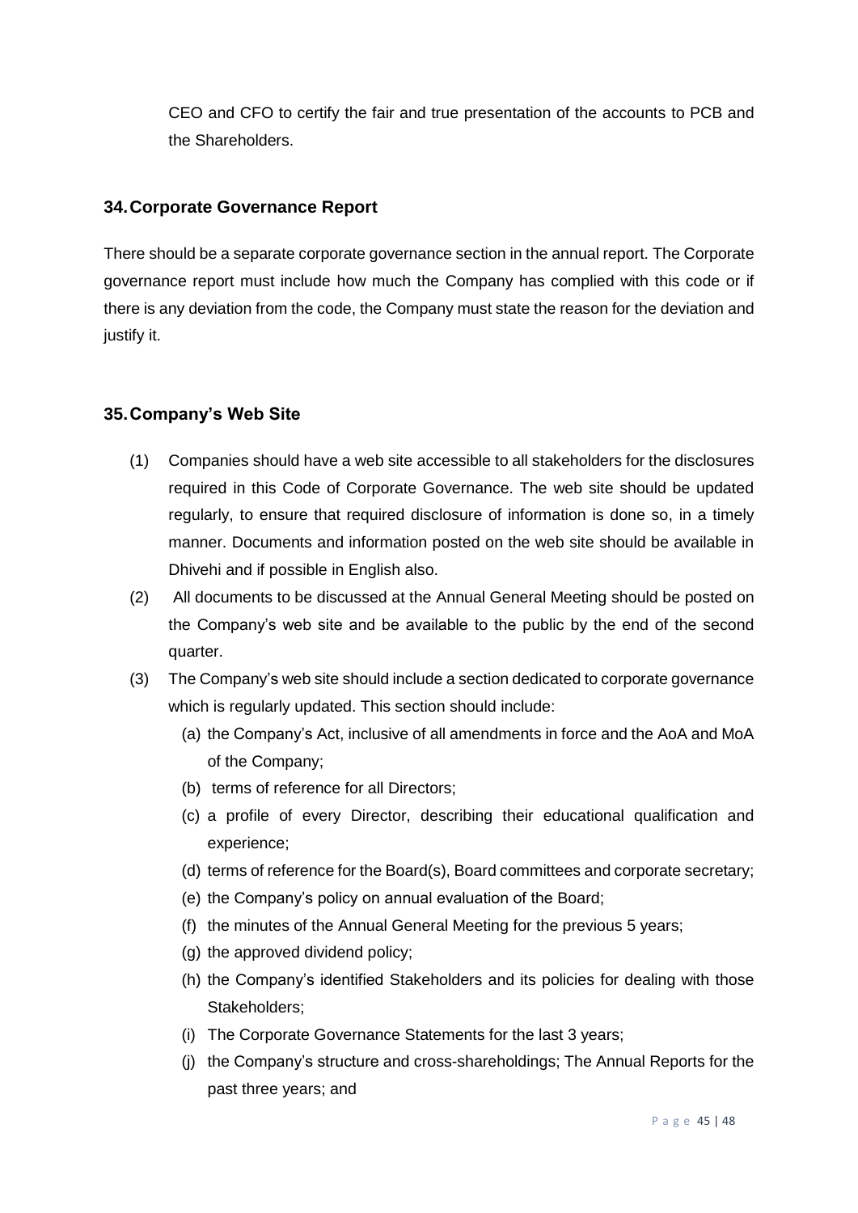CEO and CFO to certify the fair and true presentation of the accounts to PCB and the Shareholders.

## 34. Corporate Governance Report

There should be a separate corporate governance section in the annual report. The Corporate governance report must include how much the Company has complied with this code or if there is any deviation from the code, the Company must state the reason for the deviation and justify it.

## 35. Company's Web Site

(1) Companies should have a web site accessible to all stakeholders for the disclosures required in this Code of Corporate Governance. The web site should be updated regularly, to ensure that required disclosure of information is done so, in a timely manner. Documents and information posted on the web site should be available in Dhivehi and if possible in English also.

(2) All documents to be discussed at the Annual General Meeting should be posted on the Company's web site and be available to the public by the end of the second quarter.

(3) The Company's web site should include a section dedicated to corporate governance which is regularly updated. This section should include:

   (a) the Company's Act, inclusive of all amendments in force and the AoA and MoA of the Company;

   (b) terms of reference for all Directors;

   (c) a profile of every Director, describing their educational qualification and experience;

   (d) terms of reference for the Board(s), Board committees and corporate secretary;

   (e) the Company's policy on annual evaluation of the Board;

   (f) the minutes of the Annual General Meeting for the previous 5 years;

   (g) the approved dividend policy;

   (h) the Company's identified Stakeholders and its policies for dealing with those Stakeholders;

   (i) The Corporate Governance Statements for the last 3 years;

   (j) the Company's structure and cross-shareholdings; The Annual Reports for the past three years; and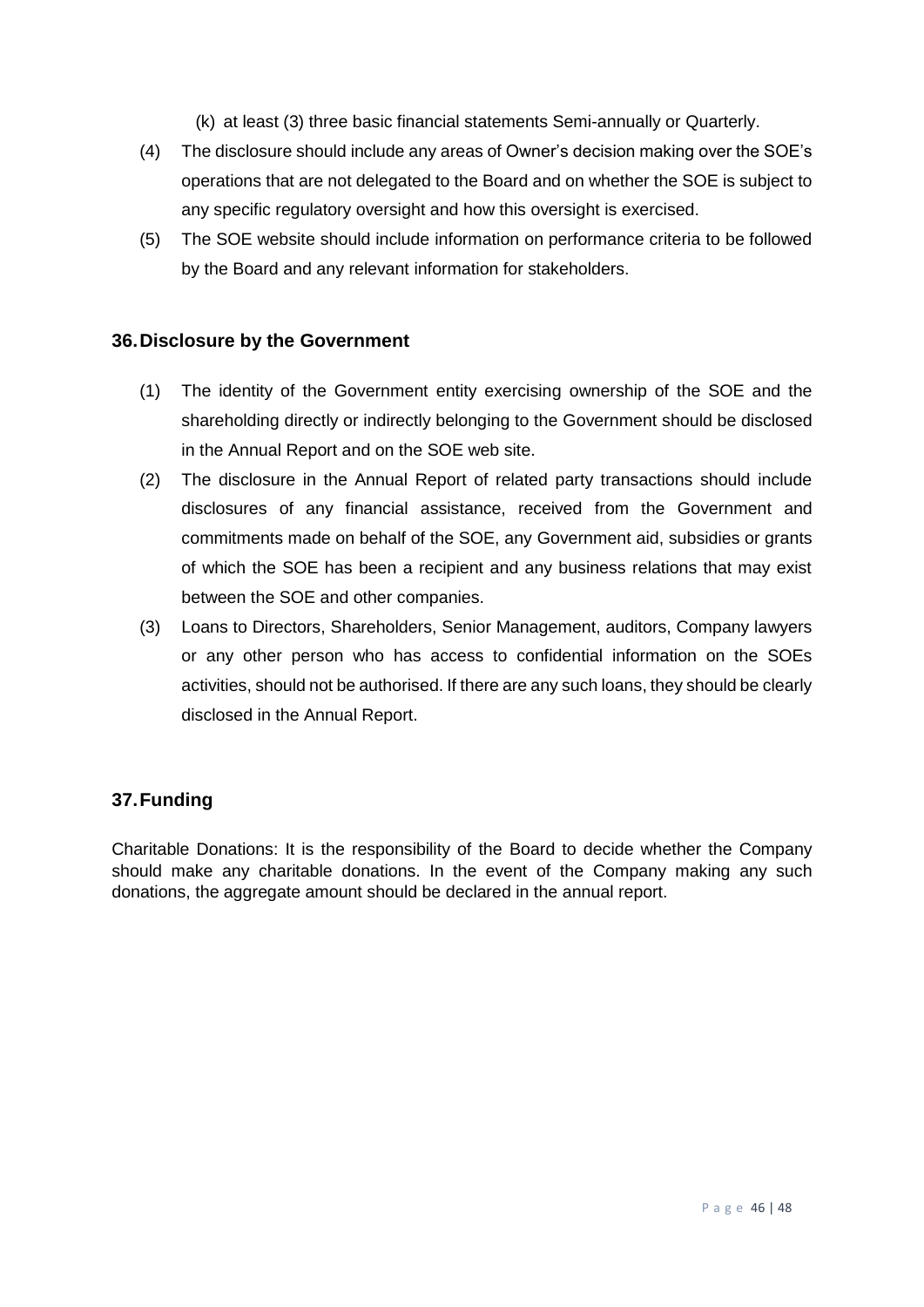(k) at least (3) three basic financial statements Semi-annually or Quarterly.

(4) The disclosure should include any areas of Owner's decision making over the SOE's operations that are not delegated to the Board and on whether the SOE is subject to any specific regulatory oversight and how this oversight is exercised.

(5) The SOE website should include information on performance criteria to be followed by the Board and any relevant information for stakeholders.

## 36. Disclosure by the Government

(1) The identity of the Government entity exercising ownership of the SOE and the shareholding directly or indirectly belonging to the Government should be disclosed in the Annual Report and on the SOE web site.

(2) The disclosure in the Annual Report of related party transactions should include disclosures of any financial assistance, received from the Government and commitments made on behalf of the SOE, any Government aid, subsidies or grants of which the SOE has been a recipient and any business relations that may exist between the SOE and other companies.

(3) Loans to Directors, Shareholders, Senior Management, auditors, Company lawyers or any other person who has access to confidential information on the SOEs activities, should not be authorised. If there are any such loans, they should be clearly disclosed in the Annual Report.

## 37. Funding

Charitable Donations: It is the responsibility of the Board to decide whether the Company should make any charitable donations. In the event of the Company making any such donations, the aggregate amount should be declared in the annual report.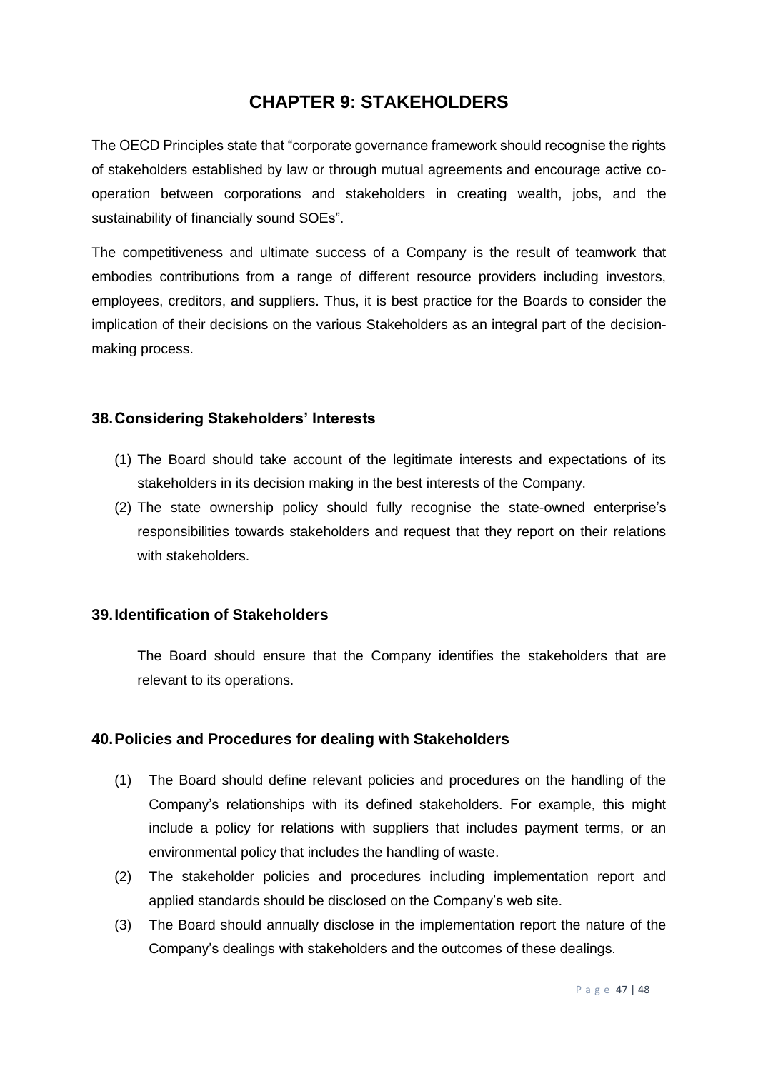# CHAPTER 9: STAKEHOLDERS

The OECD Principles state that "corporate governance framework should recognise the rights of stakeholders established by law or through mutual agreements and encourage active co-operation between corporations and stakeholders in creating wealth, jobs, and the sustainability of financially sound SOEs".

The competitiveness and ultimate success of a Company is the result of teamwork that embodies contributions from a range of different resource providers including investors, employees, creditors, and suppliers. Thus, it is best practice for the Boards to consider the implication of their decisions on the various Stakeholders as an integral part of the decision-making process.

## 38. Considering Stakeholders' Interests

(1) The Board should take account of the legitimate interests and expectations of its stakeholders in its decision making in the best interests of the Company.

(2) The state ownership policy should fully recognise the state-owned enterprise's responsibilities towards stakeholders and request that they report on their relations with stakeholders.

## 39. Identification of Stakeholders

The Board should ensure that the Company identifies the stakeholders that are relevant to its operations.

## 40. Policies and Procedures for dealing with Stakeholders

(1) The Board should define relevant policies and procedures on the handling of the Company's relationships with its defined stakeholders. For example, this might include a policy for relations with suppliers that includes payment terms, or an environmental policy that includes the handling of waste.

(2) The stakeholder policies and procedures including implementation report and applied standards should be disclosed on the Company's web site.

(3) The Board should annually disclose in the implementation report the nature of the Company's dealings with stakeholders and the outcomes of these dealings.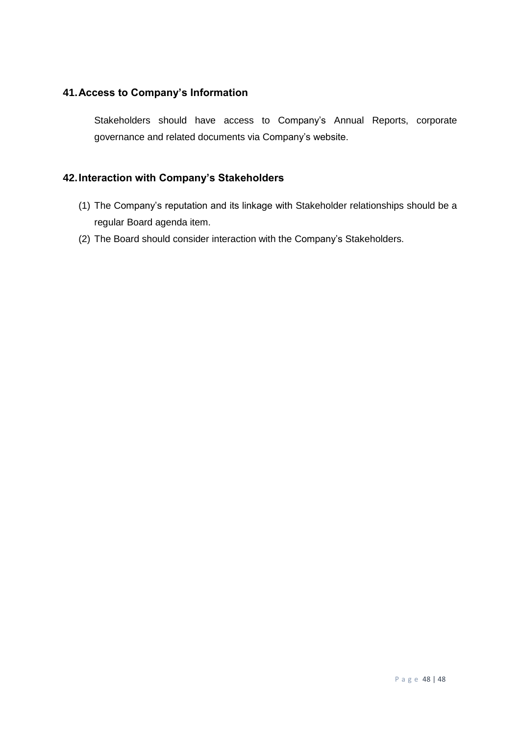## 41. Access to Company's Information

Stakeholders should have access to Company's Annual Reports, corporate governance and related documents via Company's website.

## 42. Interaction with Company's Stakeholders

(1) The Company's reputation and its linkage with Stakeholder relationships should be a regular Board agenda item.

(2) The Board should consider interaction with the Company's Stakeholders.